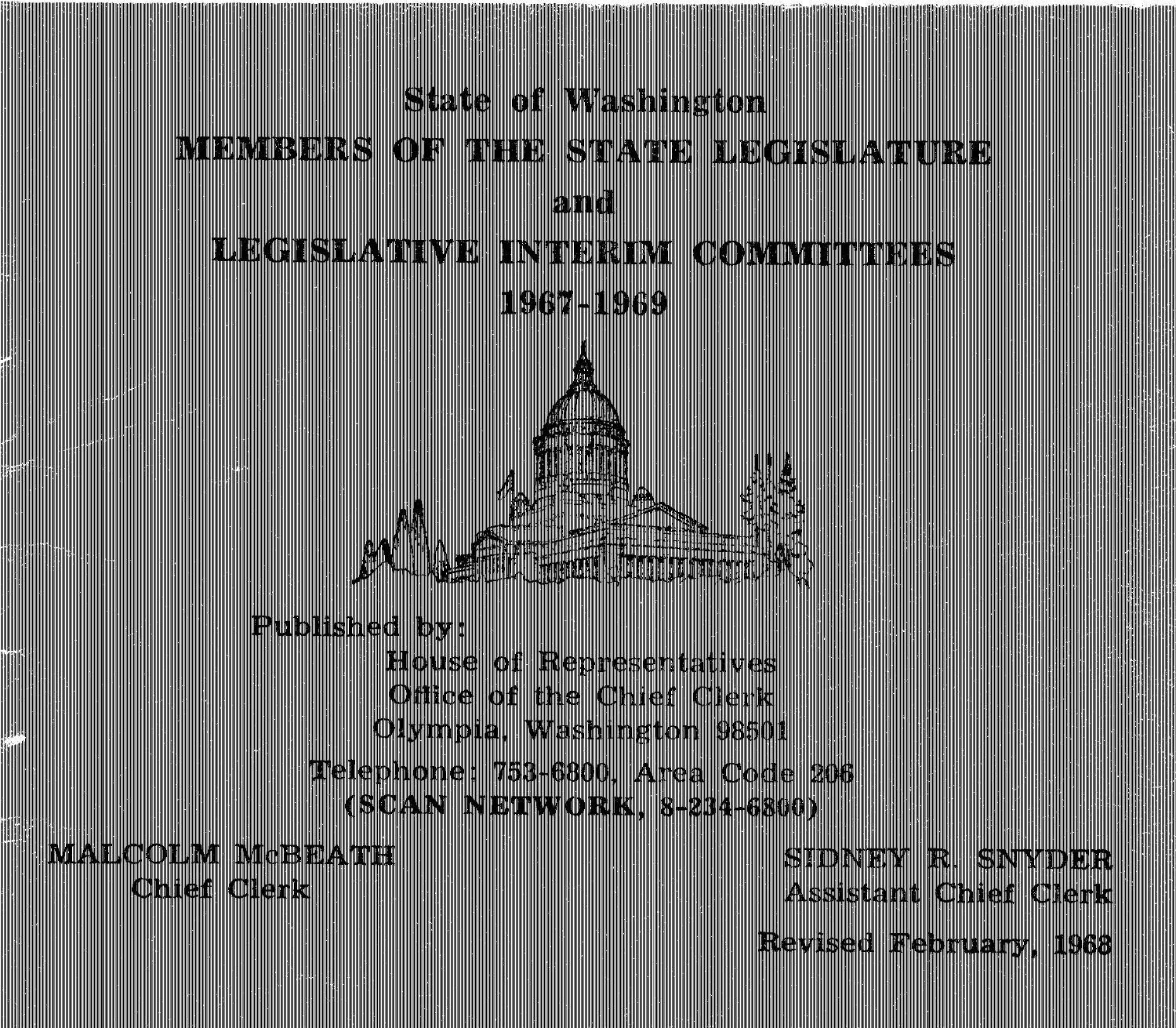# State of Washington

# MEMBERS OF THE STATE LEGISLATURE

## and

# LEGISLATIVE INTERIM COMMITTEES

## 1967-1969

Published by:

House of Representatives
Office of the Chief Clerk
Olympia, Washington 98501

Telephone: 753-6800, Area Code 206
**(SCAN NETWORK, 8-234-6800)**

MALCOLM McBEATH
Chief Clerk

SIDNEY R. SNYDER
Assistant Chief Clerk

Revised February, 1968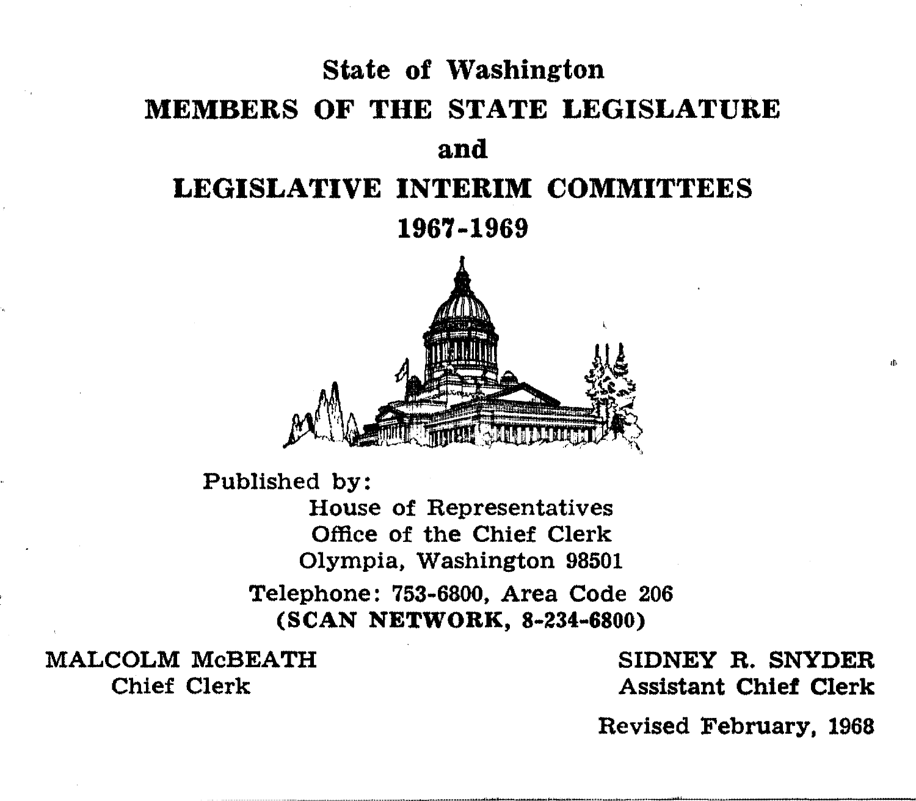# State of Washington

# MEMBERS OF THE STATE LEGISLATURE

# and

# LEGISLATIVE INTERIM COMMITTEES

# 1967-1969

Published by:

House of Representatives
Office of the Chief Clerk
Olympia, Washington 98501

Telephone: 753-6800, Area Code 206
**(SCAN NETWORK, 8-234-6800)**

MALCOLM McBEATH
Chief Clerk

SIDNEY R. SNYDER
Assistant Chief Clerk

Revised February, 1968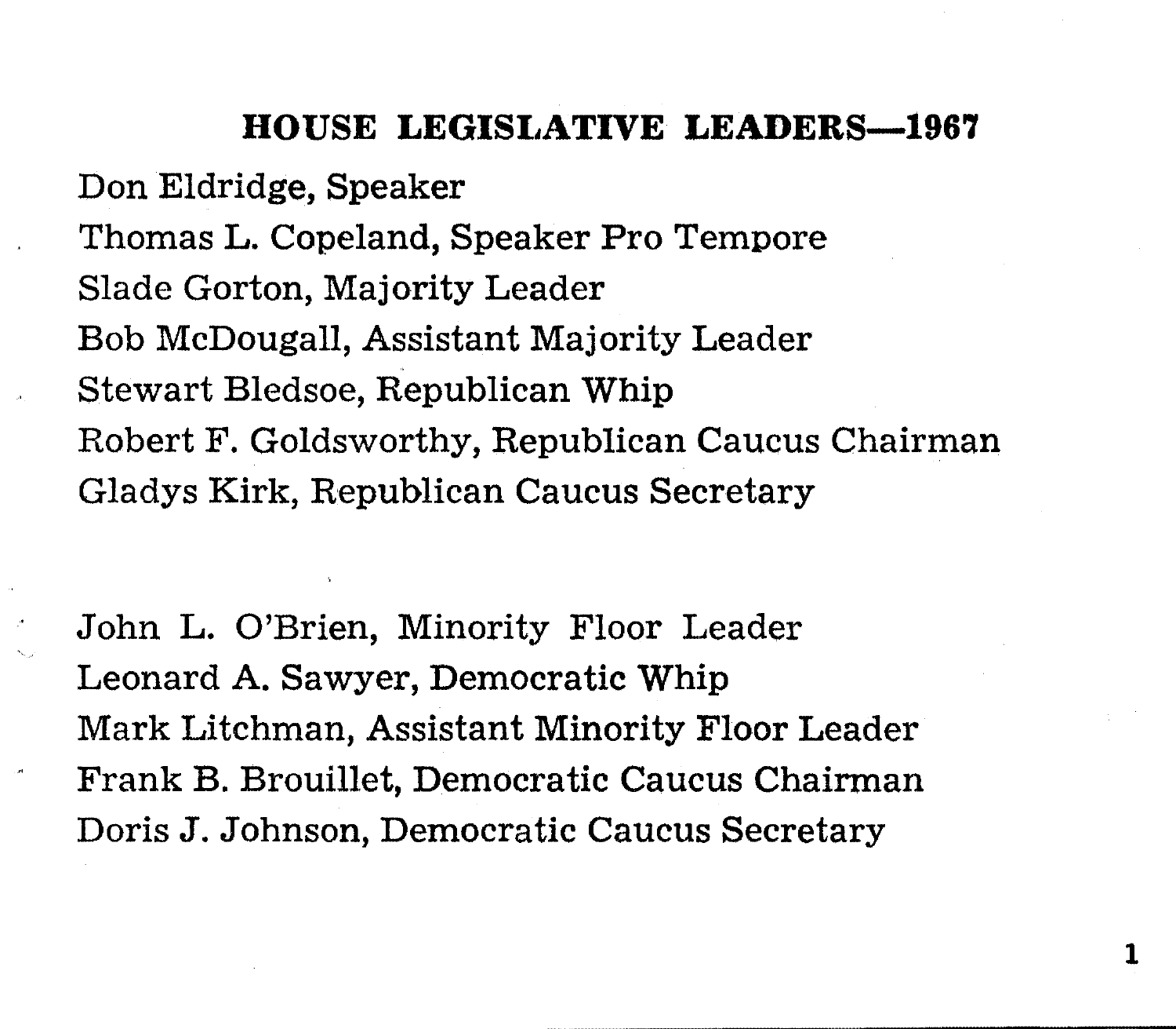## HOUSE LEGISLATIVE LEADERS—1967

Don Eldridge, Speaker
Thomas L. Copeland, Speaker Pro Tempore
Slade Gorton, Majority Leader
Bob McDougall, Assistant Majority Leader
Stewart Bledsoe, Republican Whip
Robert F. Goldsworthy, Republican Caucus Chairman
Gladys Kirk, Republican Caucus Secretary

John L. O'Brien, Minority Floor Leader
Leonard A. Sawyer, Democratic Whip
Mark Litchman, Assistant Minority Floor Leader
Frank B. Brouillet, Democratic Caucus Chairman
Doris J. Johnson, Democratic Caucus Secretary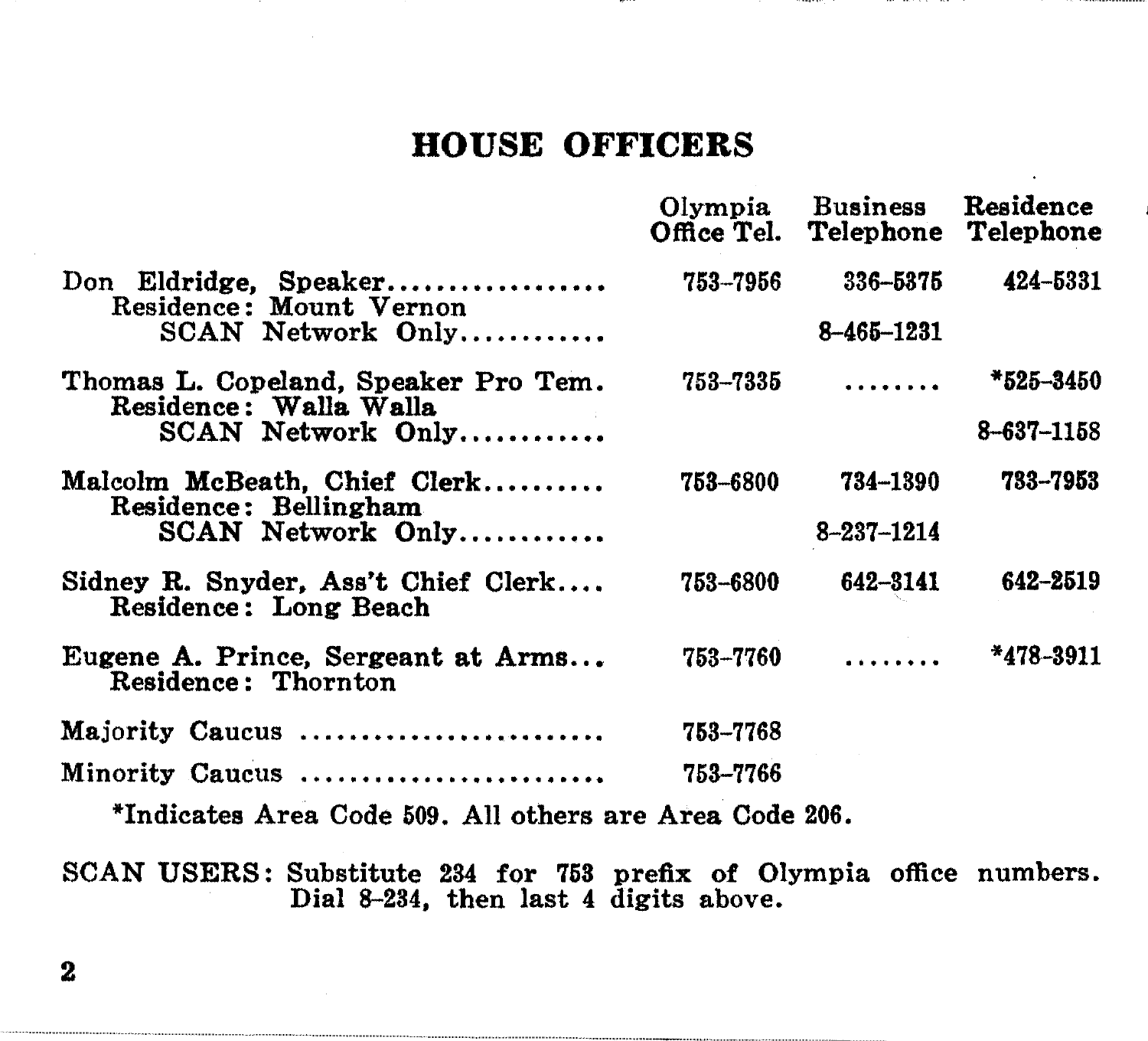# HOUSE OFFICERS

| | Olympia Office Tel. | Business Telephone | Residence Telephone |
|---|---|---|---|
| Don Eldridge, Speaker.................. | 753-7956 | 336-5375 | 424-5331 |
| Residence: Mount Vernon | | | |
| SCAN Network Only........... | | 8-465-1231 | |
| Thomas L. Copeland, Speaker Pro Tem. | 753-7335 | ........ | *525-3450 |
| Residence: Walla Walla | | | |
| SCAN Network Only........... | | | 8-637-1158 |
| Malcolm McBeath, Chief Clerk.......... | 753-6800 | 734-1390 | 733-7953 |
| Residence: Bellingham | | | |
| SCAN Network Only........... | | 8-237-1214 | |
| Sidney R. Snyder, Ass't Chief Clerk.... | 753-6800 | 642-3141 | 642-2519 |
| Residence: Long Beach | | | |
| Eugene A. Prince, Sergeant at Arms... | 753-7760 | ........ | *478-3911 |
| Residence: Thornton | | | |
| Majority Caucus ....................... | 753-7768 | | |
| Minority Caucus ....................... | 753-7766 | | |

*Indicates Area Code 509. All others are Area Code 206.

SCAN USERS: Substitute 234 for 753 prefix of Olympia office numbers. Dial 8-234, then last 4 digits above.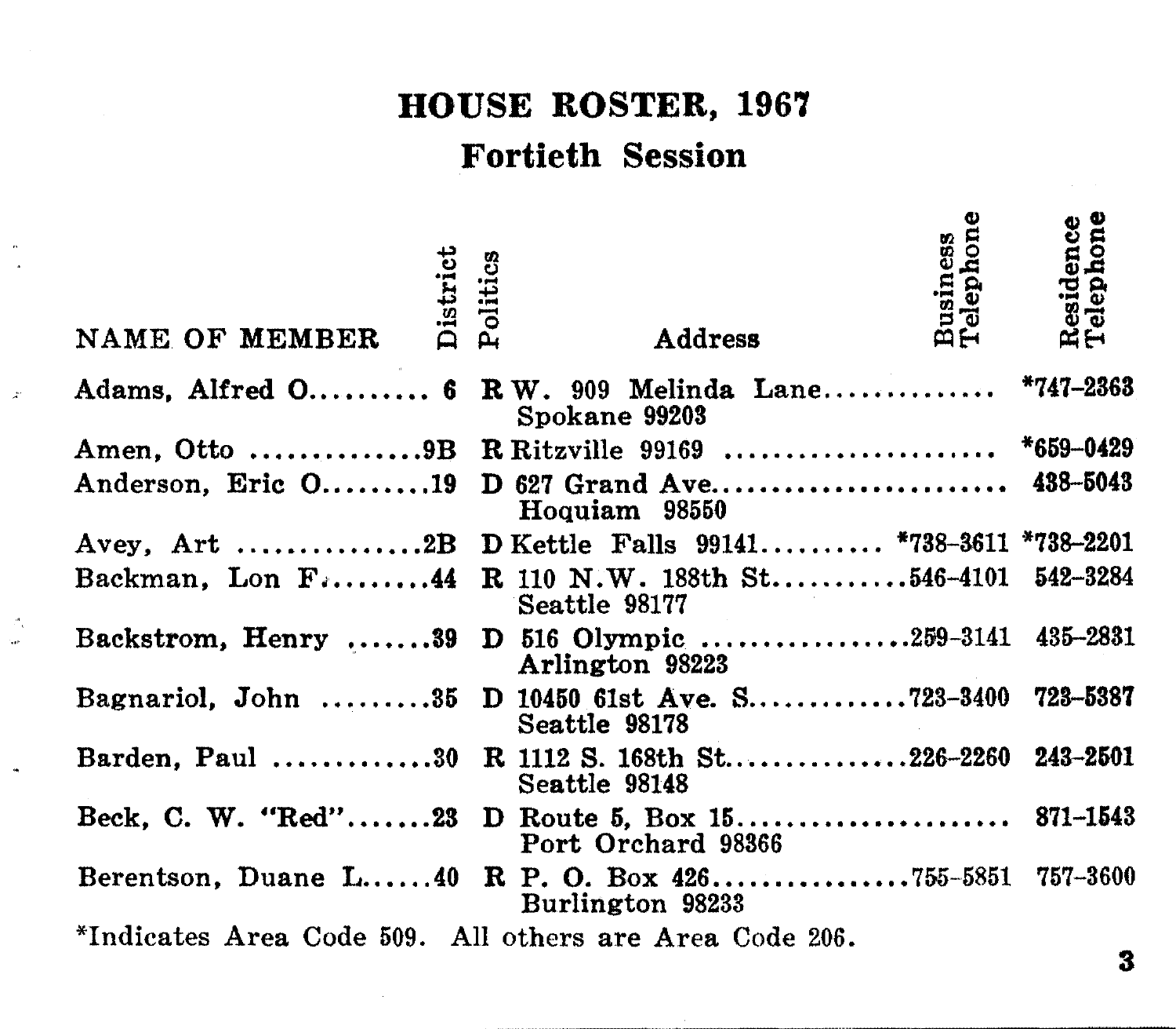# HOUSE ROSTER, 1967

## Fortieth Session

| NAME OF MEMBER | District | Politics | Address | Business Telephone | Residence Telephone |
|---|---|---|---|---|---|
| Adams, Alfred O. | 6 | R | W. 909 Melinda Lane, Spokane 99203 | | *747-2363 |
| Amen, Otto | 9B | R | Ritzville 99169 | | *659-0429 |
| Anderson, Eric O. | 19 | D | 627 Grand Ave., Hoquiam 98550 | | 438-5043 |
| Avey, Art | 2B | D | Kettle Falls 99141 | *738-3611 | *738-2201 |
| Backman, Lon F. | 44 | R | 110 N.W. 188th St., Seattle 98177 | 546-4101 | 542-3284 |
| Backstrom, Henry | 39 | D | 516 Olympic, Arlington 98223 | 259-3141 | 435-2831 |
| Bagnariol, John | 35 | D | 10450 61st Ave. S., Seattle 98178 | 723-3400 | 723-5387 |
| Barden, Paul | 30 | R | 1112 S. 168th St., Seattle 98148 | 226-2260 | 243-2501 |
| Beck, C. W. "Red" | 23 | D | Route 5, Box 15, Port Orchard 98366 | | 871-1543 |
| Berentson, Duane L. | 40 | R | P. O. Box 426, Burlington 98233 | 755-5851 | 757-3600 |

*Indicates Area Code 509. All others are Area Code 206.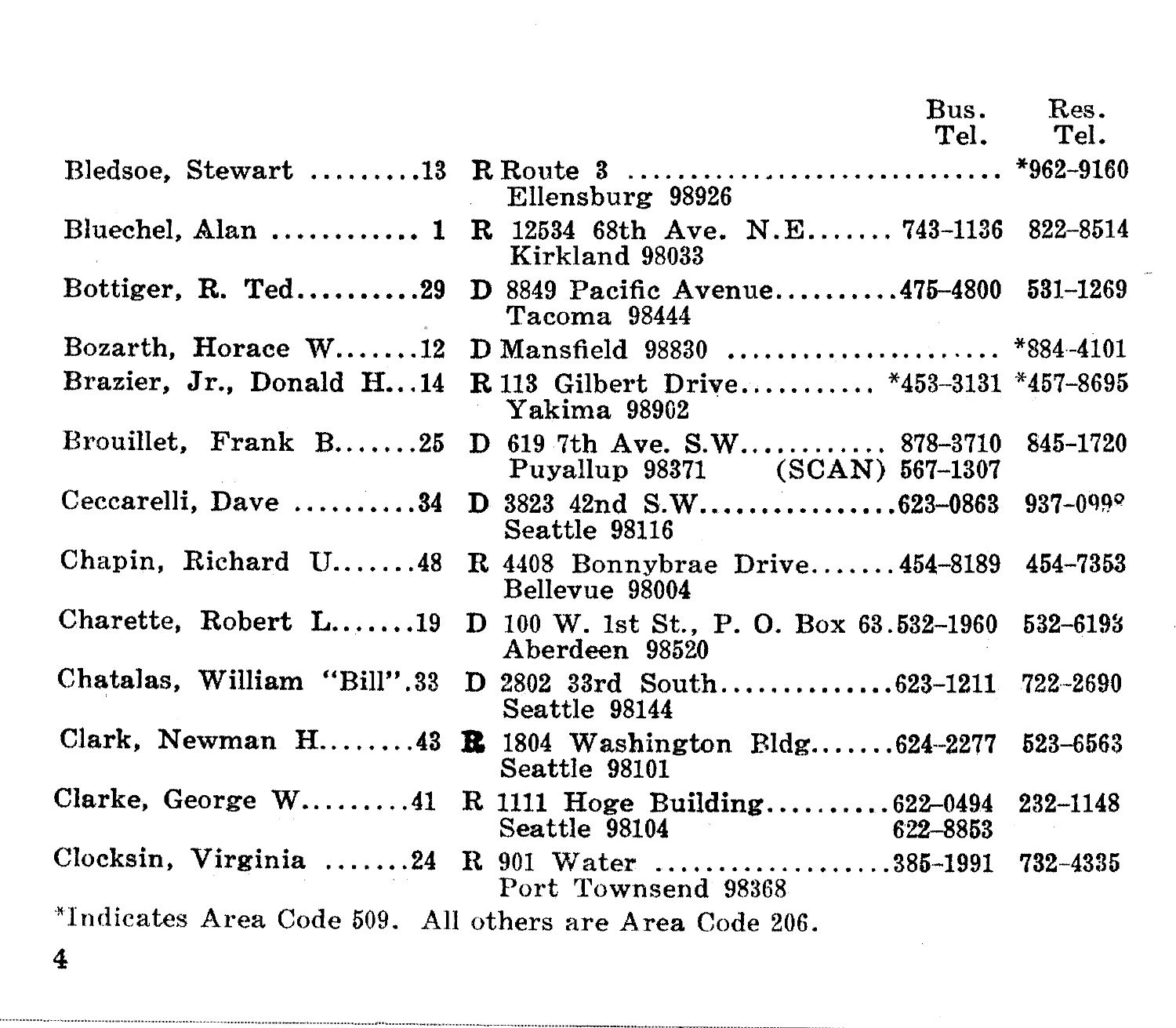| Name | District | Party | Address | Bus. Tel. | Res. Tel. |
|---|---|---|---|---|---|
| Bledsoe, Stewart | 13 | R | Route 3, Ellensburg 98926 | | *962-9160 |
| Bluechel, Alan | 1 | R | 12534 68th Ave. N.E., Kirkland 98033 | 743-1136 | 822-8514 |
| Bottiger, R. Ted | 29 | D | 8849 Pacific Avenue, Tacoma 98444 | 475-4800 | 531-1269 |
| Bozarth, Horace W. | 12 | D | Mansfield 98830 | | *884-4101 |
| Brazier, Jr., Donald H. | 14 | R | 113 Gilbert Drive, Yakima 98902 | *453-3131 | *457-8695 |
| Brouillet, Frank B. | 25 | D | 619 7th Ave. S.W., Puyallup 98371 | 878-3710 (SCAN) 567-1307 | 845-1720 |
| Ceccarelli, Dave | 34 | D | 3823 42nd S.W., Seattle 98116 | 623-0863 | 937-0992 |
| Chapin, Richard U. | 48 | R | 4408 Bonnybrae Drive, Bellevue 98004 | 454-8189 | 454-7353 |
| Charette, Robert L. | 19 | D | 100 W. 1st St., P. O. Box 63, Aberdeen 98520 | 532-1960 | 532-6193 |
| Chatalas, William "Bill" | 33 | D | 2802 33rd South, Seattle 98144 | 623-1211 | 722-2690 |
| Clark, Newman H. | 43 | R | 1804 Washington Bldg., Seattle 98101 | 624-2277 | 523-6563 |
| Clarke, George W. | 41 | R | 1111 Hoge Building, Seattle 98104 | 622-0494, 622-8853 | 232-1148 |
| Clocksin, Virginia | 24 | R | 901 Water, Port Townsend 98368 | 385-1991 | 732-4335 |

*Indicates Area Code 509. All others are Area Code 206.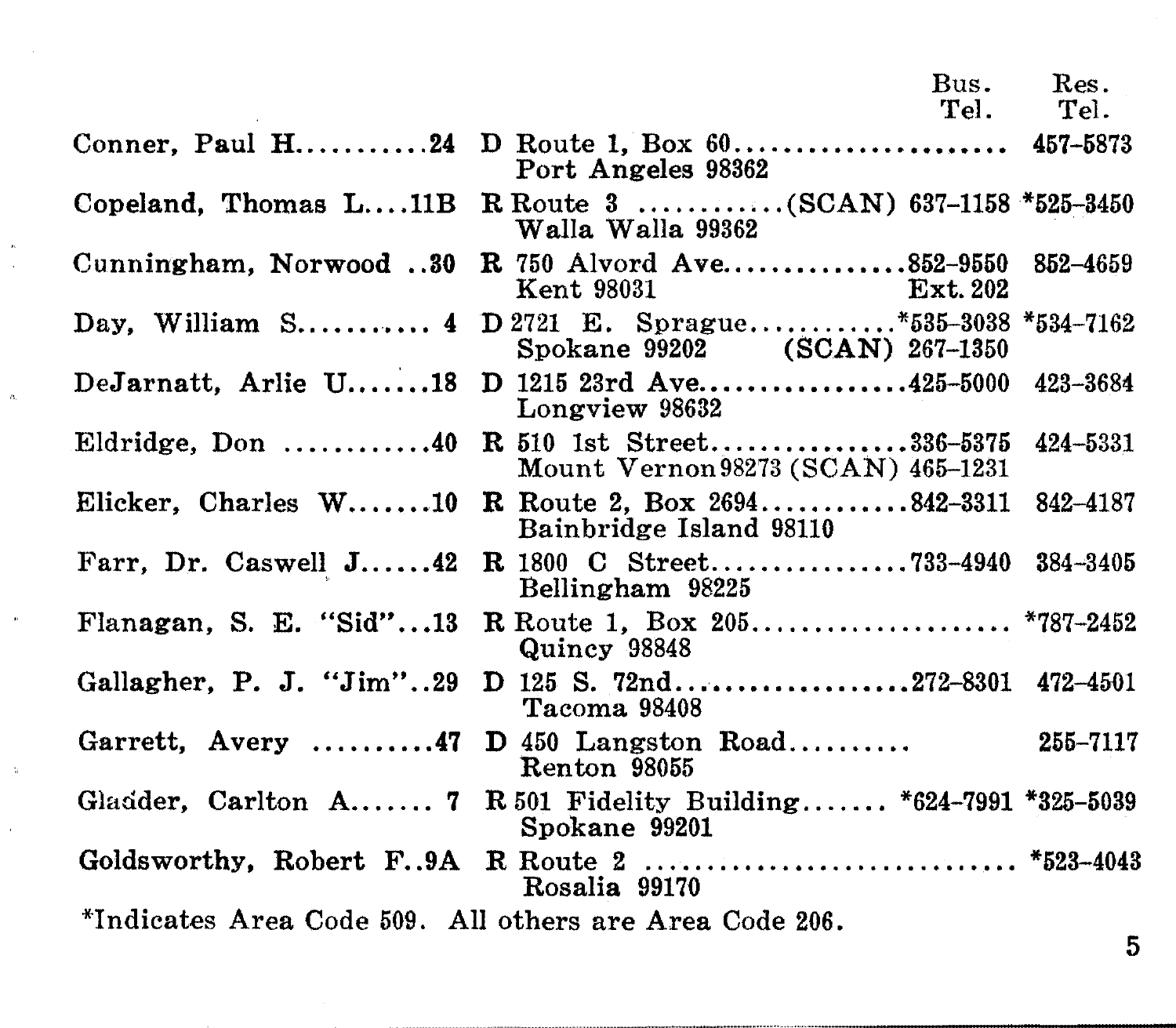| Name | District | | Address | Bus. Tel. | Res. Tel. |
|---|---|---|---|---|---|
| Conner, Paul H. | 24 | D | Route 1, Box 60, Port Angeles 98362 | | 457-5873 |
| Copeland, Thomas L. | 11B | R | Route 3, Walla Walla 99362 | (SCAN) 637-1158 | *525-3450 |
| Cunningham, Norwood | 30 | R | 750 Alvord Ave., Kent 98031 | 852-9550 Ext. 202 | 852-4659 |
| Day, William S. | 4 | D | 2721 E. Sprague, Spokane 99202 | *535-3038 (SCAN) 267-1350 | *534-7162 |
| DeJarnatt, Arlie U. | 18 | D | 1215 23rd Ave., Longview 98632 | 425-5000 | 423-3684 |
| Eldridge, Don | 40 | R | 510 1st Street, Mount Vernon 98273 | 336-5375 (SCAN) 465-1231 | 424-5331 |
| Elicker, Charles W. | 10 | R | Route 2, Box 2694, Bainbridge Island 98110 | 842-3311 | 842-4187 |
| Farr, Dr. Caswell J. | 42 | R | 1800 C Street, Bellingham 98225 | 733-4940 | 384-3405 |
| Flanagan, S. E. "Sid" | 13 | R | Route 1, Box 205, Quincy 98848 | | *787-2452 |
| Gallagher, P. J. "Jim" | 29 | D | 125 S. 72nd, Tacoma 98408 | 272-8301 | 472-4501 |
| Garrett, Avery | 47 | D | 450 Langston Road, Renton 98055 | | 255-7117 |
| Gladder, Carlton A. | 7 | R | 501 Fidelity Building, Spokane 99201 | *624-7991 | *325-5039 |
| Goldsworthy, Robert F. | 9A | R | Route 2, Rosalia 99170 | | *523-4043 |

*Indicates Area Code 509. All others are Area Code 206.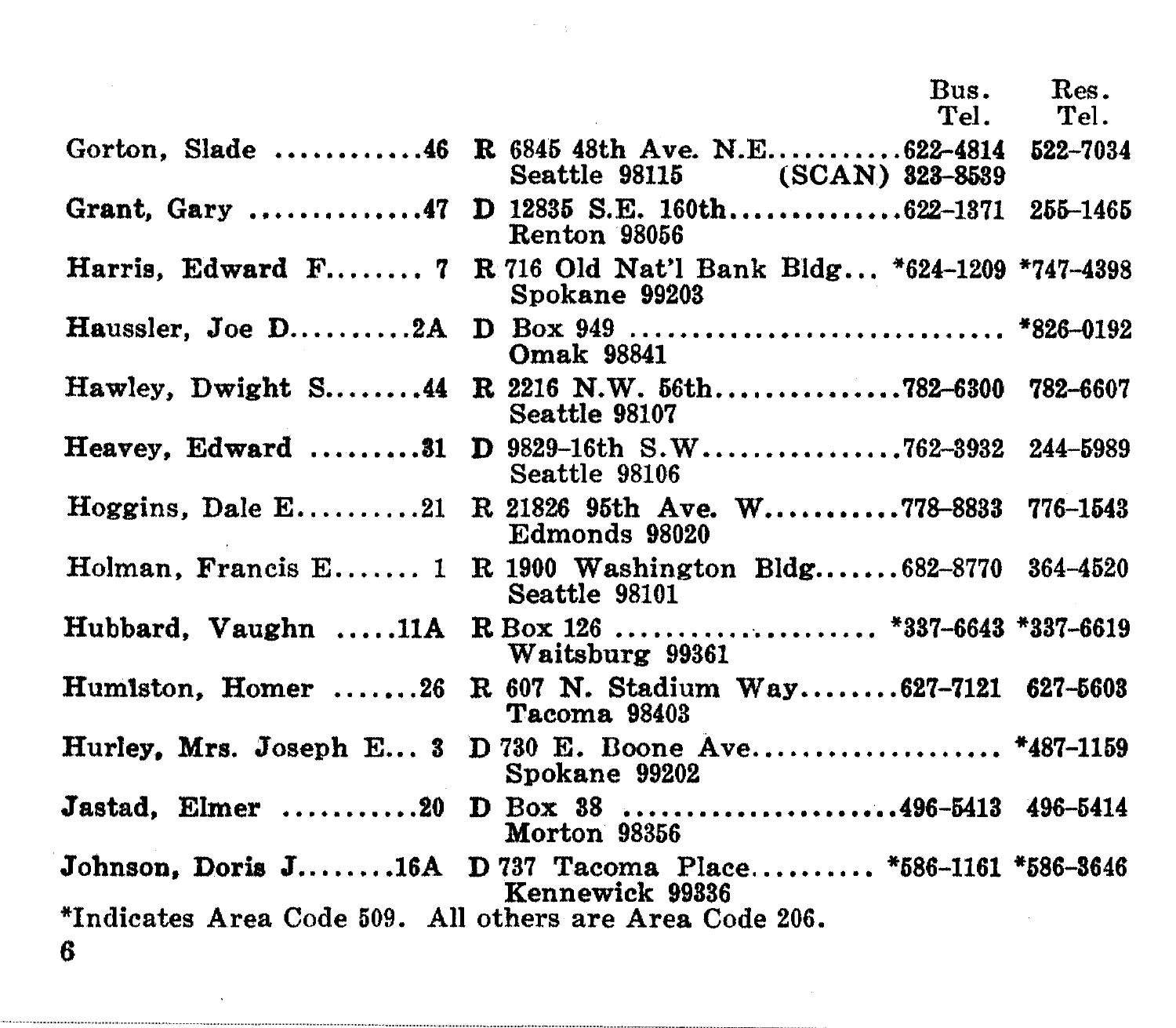| Name | District | Party | Address | Bus. Tel. | Res. Tel. |
|---|---|---|---|---|---|
| Gorton, Slade | 46 | R | 6845 48th Ave. N.E. Seattle 98115 | 622-4814 (SCAN) 323-8539 | 522-7034 |
| Grant, Gary | 47 | D | 12835 S.E. 160th Renton 98056 | 622-1371 | 255-1465 |
| Harris, Edward F. | 7 | R | 716 Old Nat'l Bank Bldg. Spokane 99203 | *624-1209 | *747-4398 |
| Haussler, Joe D. | 2A | D | Box 949 Omak 98841 | | *826-0192 |
| Hawley, Dwight S. | 44 | R | 2216 N.W. 56th Seattle 98107 | 782-6300 | 782-6607 |
| Heavey, Edward | 31 | D | 9829-16th S.W. Seattle 98106 | 762-3932 | 244-5989 |
| Hoggins, Dale E. | 21 | R | 21826 95th Ave. W. Edmonds 98020 | 778-8833 | 776-1543 |
| Holman, Francis E. | 1 | R | 1900 Washington Bldg. Seattle 98101 | 682-8770 | 364-4520 |
| Hubbard, Vaughn | 11A | R | Box 126 Waitsburg 99361 | *337-6643 | *337-6619 |
| Humiston, Homer | 26 | R | 607 N. Stadium Way Tacoma 98403 | 627-7121 | 627-5603 |
| Hurley, Mrs. Joseph E. | 3 | D | 730 E. Boone Ave. Spokane 99202 | | *487-1159 |
| Jastad, Elmer | 20 | D | Box 38 Morton 98356 | 496-5413 | 496-5414 |
| Johnson, Doris J. | 16A | D | 737 Tacoma Place Kennewick 99336 | *586-1161 | *586-3646 |

*Indicates Area Code 509. All others are Area Code 206.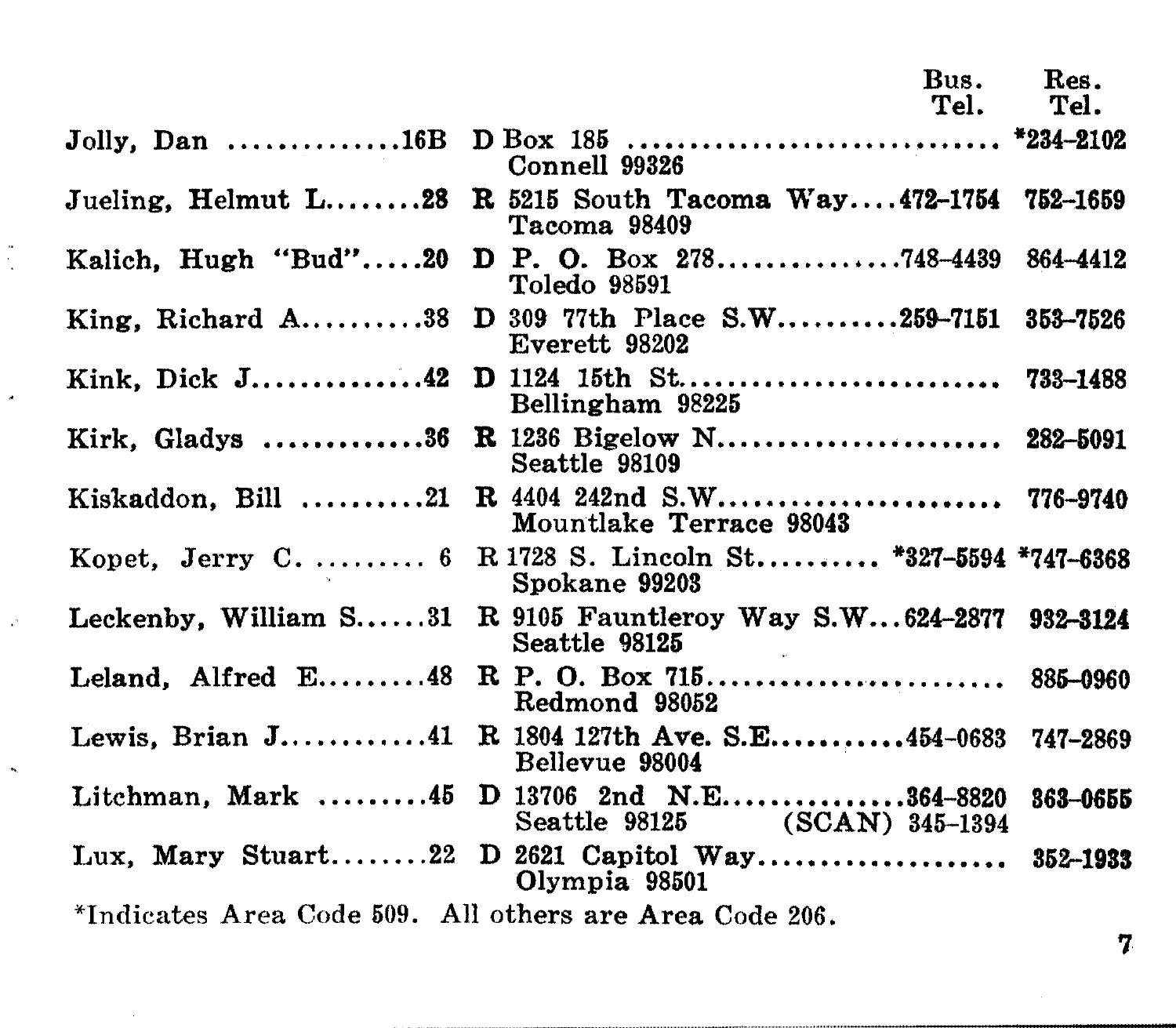| Name | District | Party | Address | Bus. Tel. | Res. Tel. |
|---|---|---|---|---|---|
| Jolly, Dan | 16B | D | Box 185<br>Connell 99326 | | *234-2102 |
| Jueling, Helmut L. | 28 | R | 5215 South Tacoma Way<br>Tacoma 98409 | 472-1754 | 752-1659 |
| Kalich, Hugh "Bud" | 20 | D | P. O. Box 278<br>Toledo 98591 | 748-4439 | 864-4412 |
| King, Richard A. | 38 | D | 309 77th Place S.W.<br>Everett 98202 | 259-7151 | 353-7526 |
| Kink, Dick J. | 42 | D | 1124 15th St.<br>Bellingham 98225 | | 733-1488 |
| Kirk, Gladys | 36 | R | 1236 Bigelow N.<br>Seattle 98109 | | 282-5091 |
| Kiskaddon, Bill | 21 | R | 4404 242nd S.W.<br>Mountlake Terrace 98043 | | 776-9740 |
| Kopet, Jerry C. | 6 | R | 1728 S. Lincoln St.<br>Spokane 99203 | *327-5594 | *747-6368 |
| Leckenby, William S. | 31 | R | 9105 Fauntleroy Way S.W.<br>Seattle 98125 | 624-2877 | 932-3124 |
| Leland, Alfred E. | 48 | R | P. O. Box 715<br>Redmond 98052 | | 885-0960 |
| Lewis, Brian J. | 41 | R | 1804 127th Ave. S.E.<br>Bellevue 98004 | 454-0683 | 747-2869 |
| Litchman, Mark | 45 | D | 13706 2nd N.E.<br>Seattle 98125 | 364-8820<br>(SCAN) 345-1394 | 363-0655 |
| Lux, Mary Stuart | 22 | D | 2621 Capitol Way<br>Olympia 98501 | | 352-1933 |

*Indicates Area Code 509. All others are Area Code 206.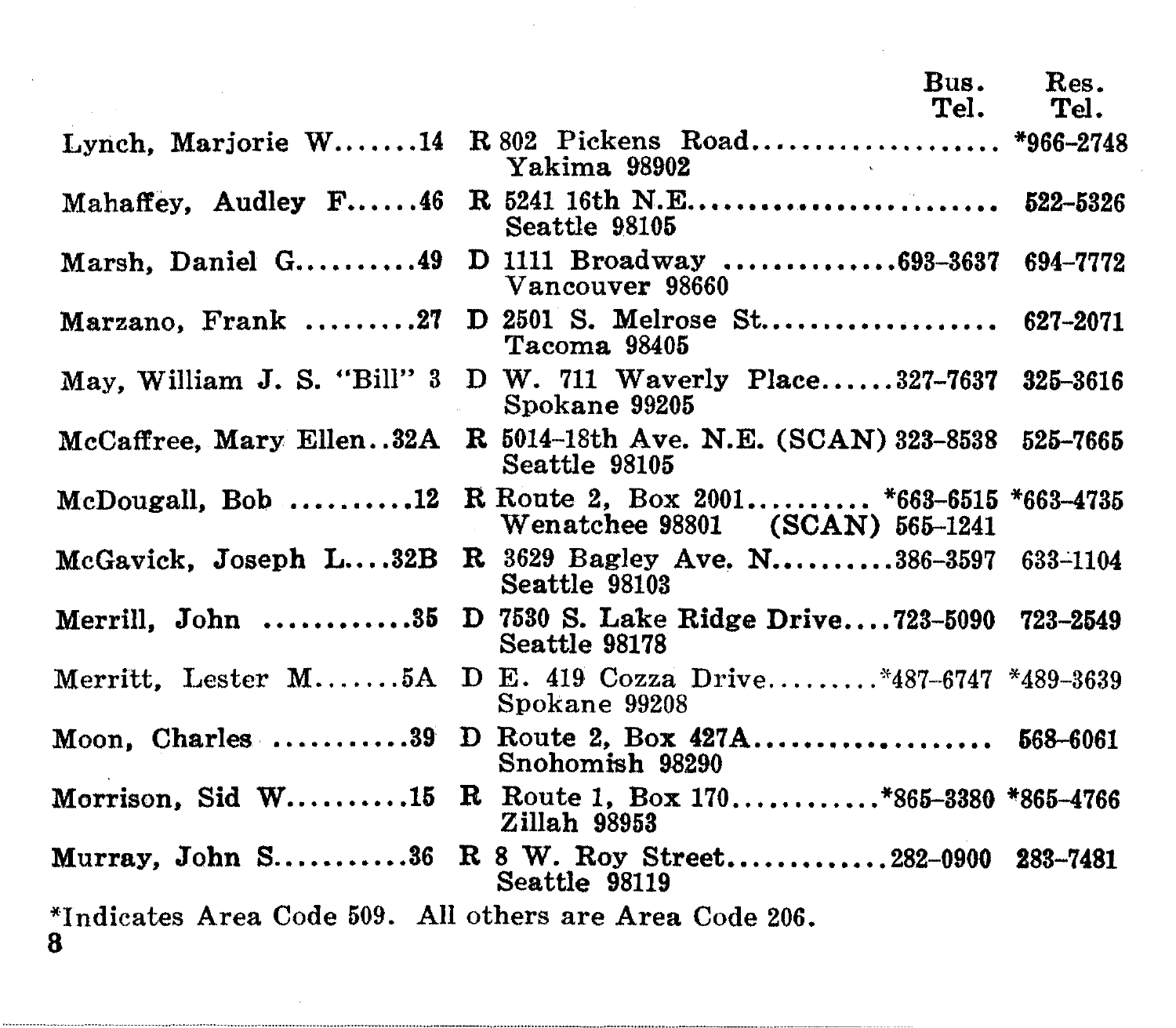| Name | District | Party | Address | Bus. Tel. | Res. Tel. |
|---|---|---|---|---|---|
| Lynch, Marjorie W. | 14 | R | 802 Pickens Road, Yakima 98902 | | *966-2748 |
| Mahaffey, Audley F. | 46 | R | 5241 16th N.E., Seattle 98105 | | 522-5326 |
| Marsh, Daniel G. | 49 | D | 1111 Broadway, Vancouver 98660 | 693-3637 | 694-7772 |
| Marzano, Frank | 27 | D | 2501 S. Melrose St., Tacoma 98405 | | 627-2071 |
| May, William J. S. "Bill" | 3 | D | W. 711 Waverly Place, Spokane 99205 | 327-7637 | 325-3616 |
| McCaffree, Mary Ellen | 32A | R | 5014-18th Ave. N.E., Seattle 98105 | (SCAN) 323-8538 | 525-7665 |
| McDougall, Bob | 12 | R | Route 2, Box 2001, Wenatchee 98801 | *663-6515 (SCAN) 565-1241 | *663-4735 |
| McGavick, Joseph L. | 32B | R | 3629 Bagley Ave. N., Seattle 98103 | 386-3597 | 633-1104 |
| Merrill, John | 35 | D | 7530 S. Lake Ridge Drive, Seattle 98178 | 723-5090 | 723-2549 |
| Merritt, Lester M. | 5A | D | E. 419 Cozza Drive, Spokane 99208 | *487-6747 | *489-3639 |
| Moon, Charles | 39 | D | Route 2, Box 427A, Snohomish 98290 | | 568-6061 |
| Morrison, Sid W. | 15 | R | Route 1, Box 170, Zillah 98953 | *865-3380 | *865-4766 |
| Murray, John S. | 36 | R | 8 W. Roy Street, Seattle 98119 | 282-0900 | 283-7481 |

*Indicates Area Code 509. All others are Area Code 206.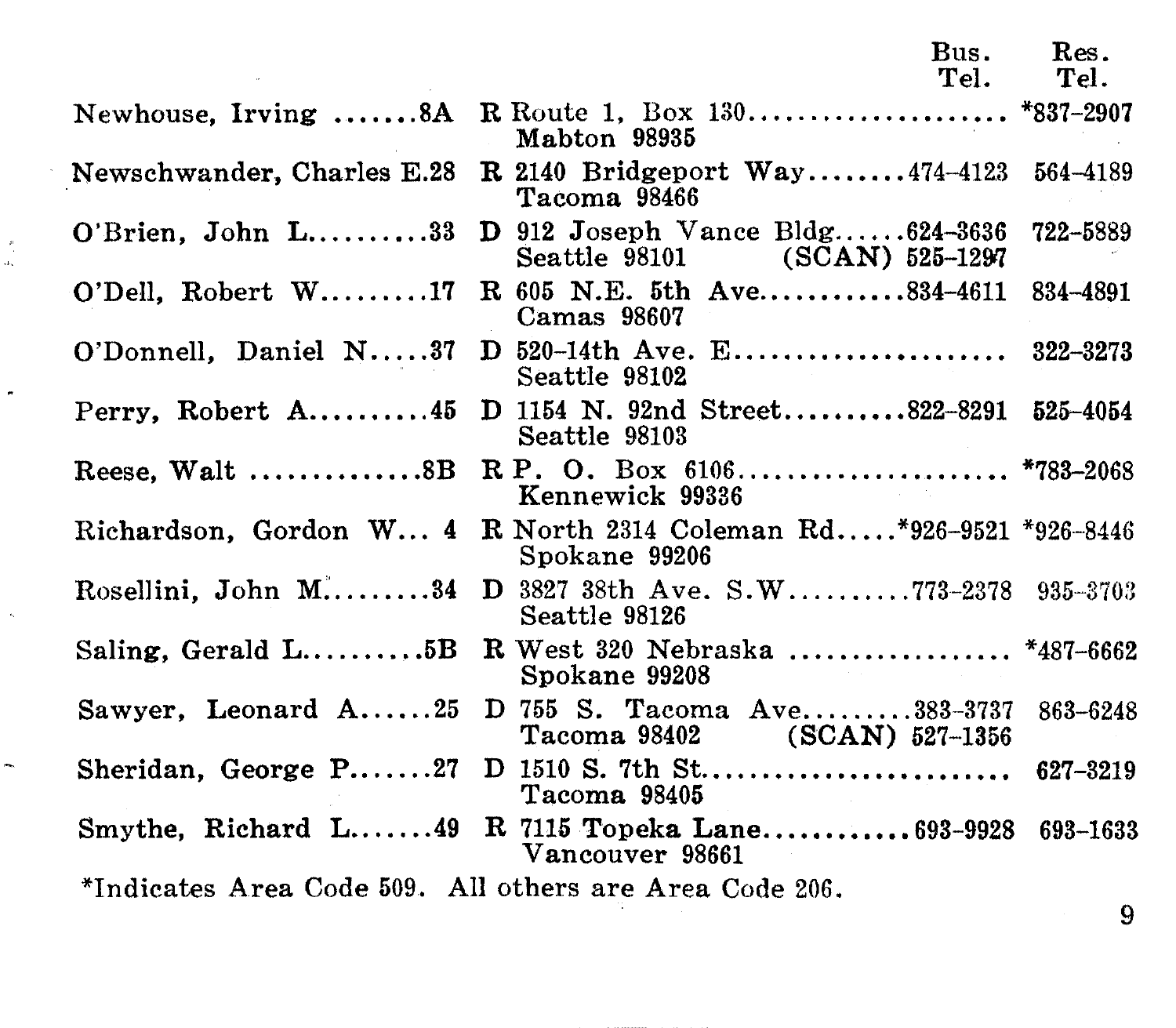| Name | District | Party | Address | Bus. Tel. | Res. Tel. |
|---|---|---|---|---|---|
| Newhouse, Irving | 8A | R | Route 1, Box 130, Mabton 98935 | | *837-2907 |
| Newschwander, Charles E. | 28 | R | 2140 Bridgeport Way, Tacoma 98466 | 474-4123 | 564-4189 |
| O'Brien, John L. | 33 | D | 912 Joseph Vance Bldg., Seattle 98101 | 624-3636 (SCAN) 525-1297 | 722-5889 |
| O'Dell, Robert W. | 17 | R | 605 N.E. 5th Ave., Camas 98607 | 834-4611 | 834-4891 |
| O'Donnell, Daniel N. | 37 | D | 520-14th Ave. E., Seattle 98102 | | 322-3273 |
| Perry, Robert A. | 45 | D | 1154 N. 92nd Street, Seattle 98103 | 822-8291 | 525-4054 |
| Reese, Walt | 8B | R | P. O. Box 6106, Kennewick 99336 | | *783-2068 |
| Richardson, Gordon W. | 4 | R | North 2314 Coleman Rd., Spokane 99206 | *926-9521 | *926-8446 |
| Rosellini, John M. | 34 | D | 3827 38th Ave. S.W., Seattle 98126 | 773-2378 | 935-3703 |
| Saling, Gerald L. | 5B | R | West 320 Nebraska, Spokane 99208 | | *487-6662 |
| Sawyer, Leonard A. | 25 | D | 755 S. Tacoma Ave., Tacoma 98402 | 383-3737 (SCAN) 527-1356 | 863-6248 |
| Sheridan, George P. | 27 | D | 1510 S. 7th St., Tacoma 98405 | | 627-3219 |
| Smythe, Richard L. | 49 | R | 7115 Topeka Lane, Vancouver 98661 | 693-9928 | 693-1633 |

*Indicates Area Code 509. All others are Area Code 206.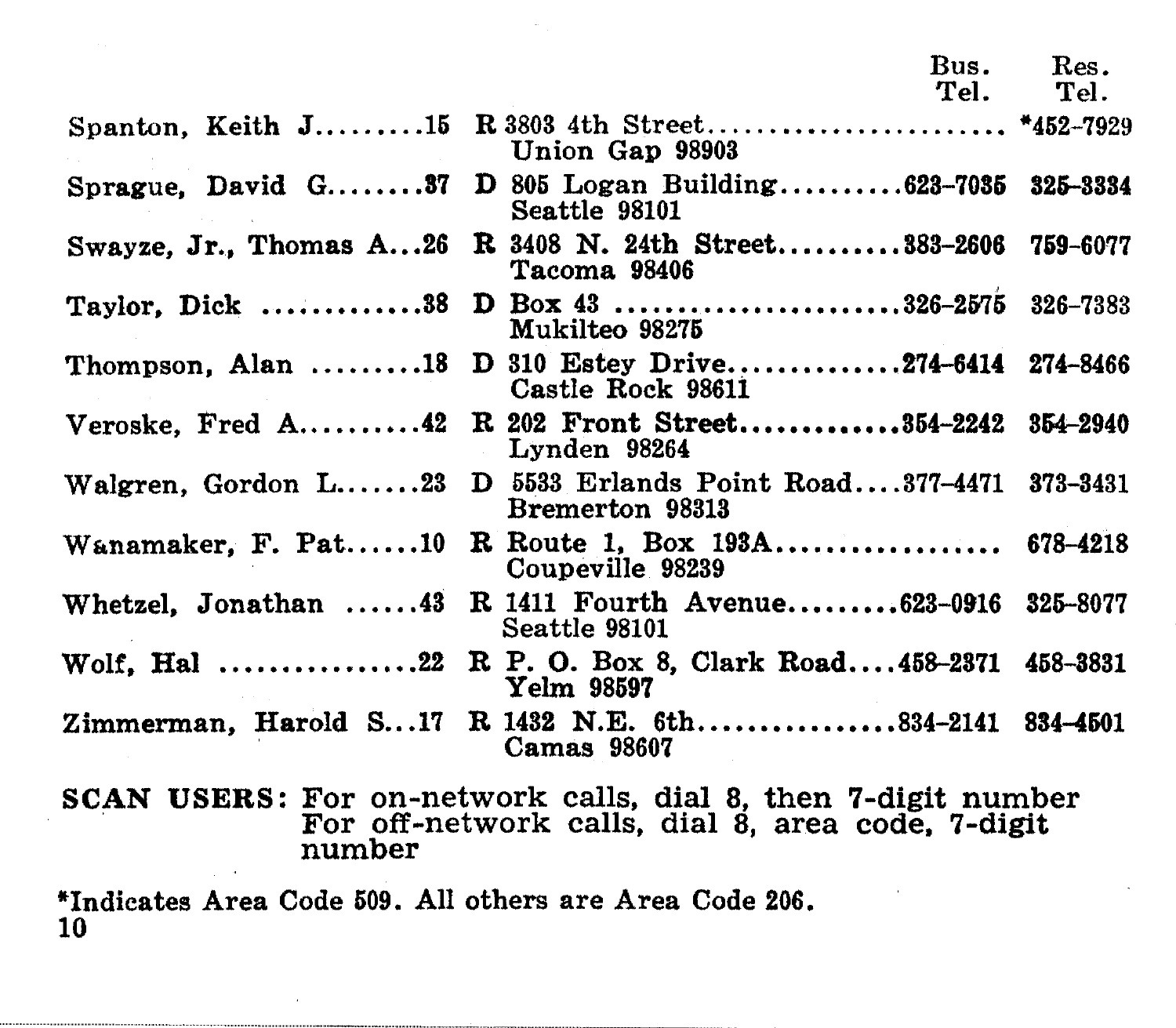| Name | District | Party | Address | Bus. Tel. | Res. Tel. |
|---|---|---|---|---|---|
| Spanton, Keith J. | 15 | R | 3803 4th Street, Union Gap 98903 | | *452-7929 |
| Sprague, David G. | 37 | D | 805 Logan Building, Seattle 98101 | 623-7035 | 325-3334 |
| Swayze, Jr., Thomas A. | 26 | R | 3408 N. 24th Street, Tacoma 98406 | 383-2606 | 759-6077 |
| Taylor, Dick | 38 | D | Box 43, Mukilteo 98275 | 326-2575 | 326-7383 |
| Thompson, Alan | 18 | D | 310 Estey Drive, Castle Rock 98611 | 274-6414 | 274-8466 |
| Veroske, Fred A. | 42 | R | 202 Front Street, Lynden 98264 | 354-2242 | 354-2940 |
| Walgren, Gordon L. | 23 | D | 5533 Erlands Point Road, Bremerton 98313 | 377-4471 | 373-3431 |
| Wanamaker, F. Pat | 10 | R | Route 1, Box 193A, Coupeville 98239 | | 678-4218 |
| Whetzel, Jonathan | 43 | R | 1411 Fourth Avenue, Seattle 98101 | 623-0916 | 325-8077 |
| Wolf, Hal | 22 | R | P. O. Box 8, Clark Road, Yelm 98597 | 458-2371 | 458-3831 |
| Zimmerman, Harold S. | 17 | R | 1432 N.E. 6th, Camas 98607 | 834-2141 | 834-4501 |

**SCAN USERS:** For on-network calls, dial 8, then 7-digit number
For off-network calls, dial 8, area code, 7-digit number

*Indicates Area Code 509. All others are Area Code 206.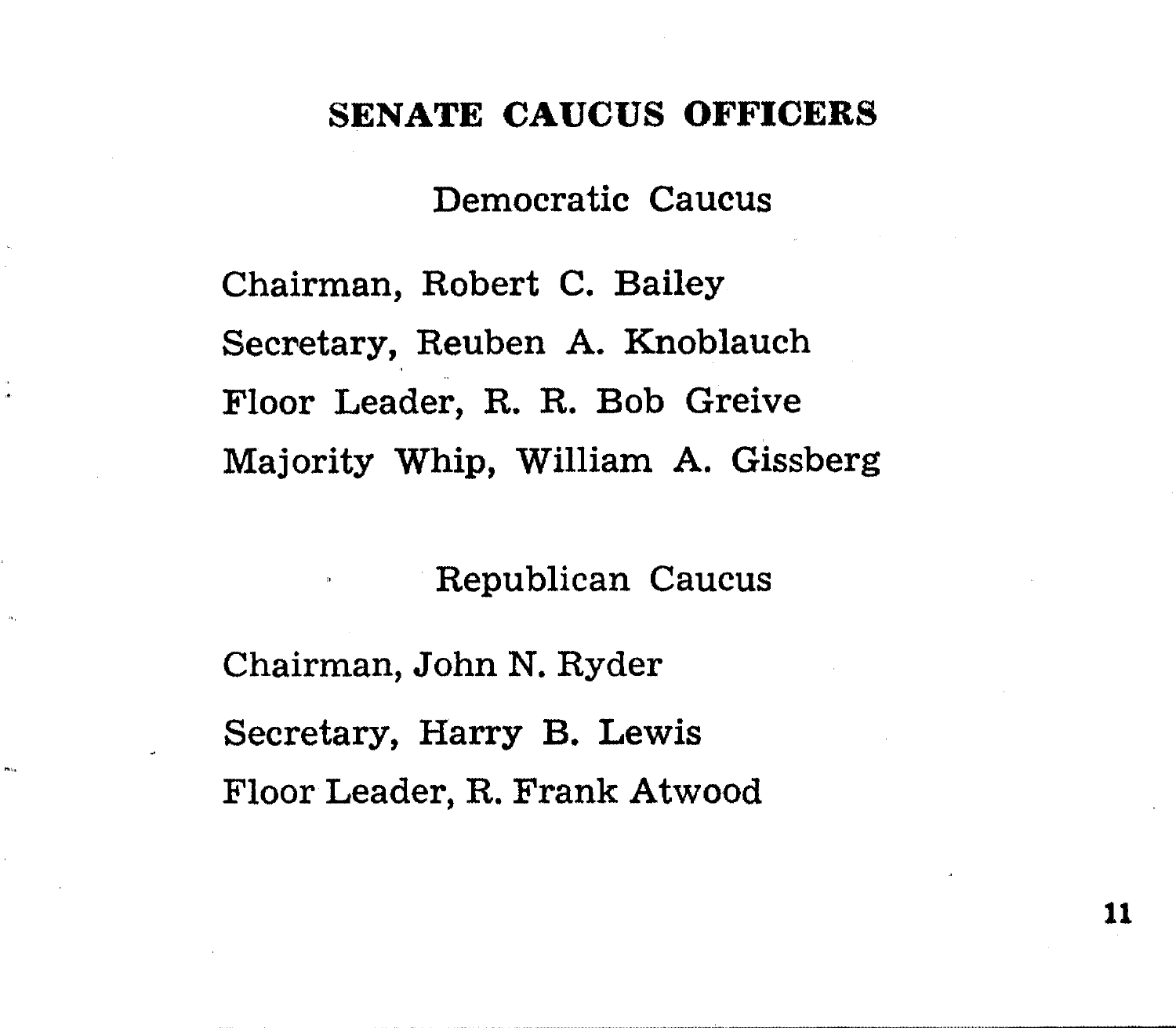# SENATE CAUCUS OFFICERS

## Democratic Caucus

Chairman, Robert C. Bailey

Secretary, Reuben A. Knoblauch

Floor Leader, R. R. Bob Greive

Majority Whip, William A. Gissberg

## Republican Caucus

Chairman, John N. Ryder

Secretary, Harry B. Lewis

Floor Leader, R. Frank Atwood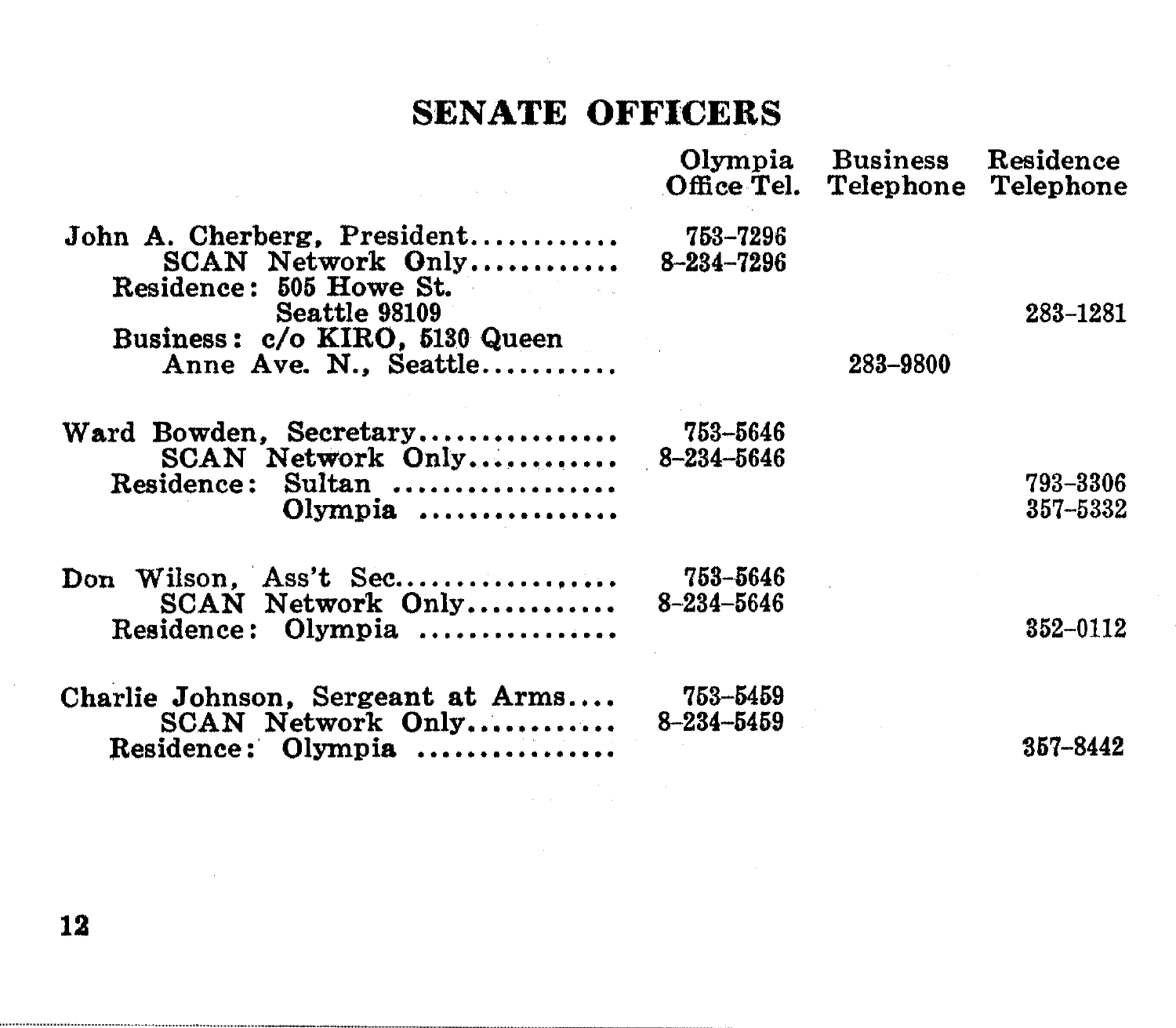# SENATE OFFICERS

| | Olympia Office Tel. | Business Telephone | Residence Telephone |
|---|---|---|---|
| John A. Cherberg, President | 753-7296 | | |
| SCAN Network Only | 8-234-7296 | | |
| Residence: 505 Howe St. Seattle 98109 | | | 283-1281 |
| Business: c/o KIRO, 5130 Queen Anne Ave. N., Seattle | | 283-9800 | |
| Ward Bowden, Secretary | 753-5646 | | |
| SCAN Network Only | 8-234-5646 | | |
| Residence: Sultan | | | 793-3306 |
| Olympia | | | 357-5332 |
| Don Wilson, Ass't Sec. | 753-5646 | | |
| SCAN Network Only | 8-234-5646 | | |
| Residence: Olympia | | | 352-0112 |
| Charlie Johnson, Sergeant at Arms | 753-5459 | | |
| SCAN Network Only | 8-234-5459 | | |
| Residence: Olympia | | | 357-8442 |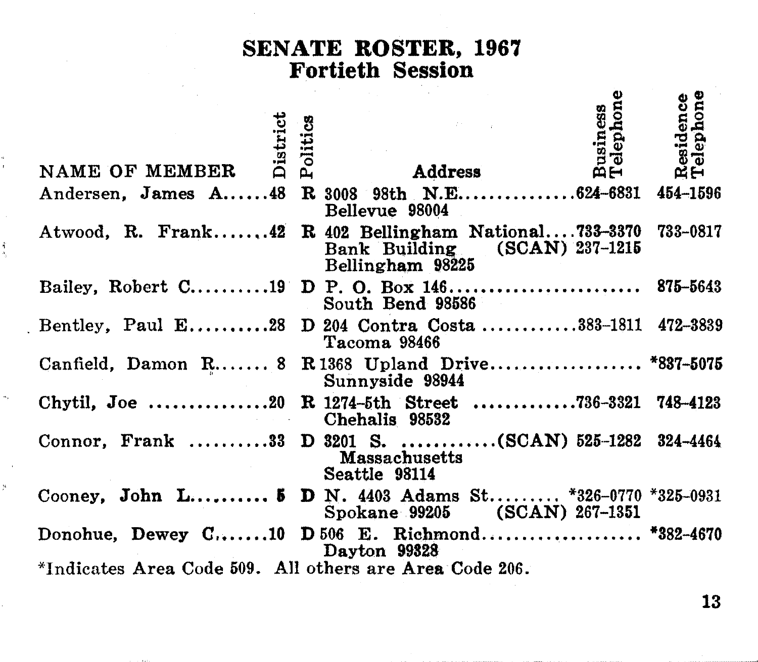# SENATE ROSTER, 1967
## Fortieth Session

| NAME OF MEMBER | District | Politics | Address | Business Telephone | Residence Telephone |
|---|---|---|---|---|---|
| Andersen, James A. | 48 | R | 3008 98th N.E. Bellevue 98004 | 624-6831 | 454-1596 |
| Atwood, R. Frank | 42 | R | 402 Bellingham National Bank Building Bellingham 98225 | 733-3370 (SCAN) 237-1215 | 733-0817 |
| Bailey, Robert C. | 19 | D | P. O. Box 146 South Bend 98586 | | 875-5643 |
| Bentley, Paul E. | 28 | D | 204 Contra Costa Tacoma 98466 | 383-1811 | 472-3839 |
| Canfield, Damon R. | 8 | R | 1368 Upland Drive Sunnyside 98944 | | *837-5075 |
| Chytil, Joe | 20 | R | 1274-5th Street Chehalis 98532 | 736-3321 | 748-4123 |
| Connor, Frank | 33 | D | 3201 S. Massachusetts Seattle 98114 | (SCAN) 525-1282 | 324-4464 |
| Cooney, John L. | 5 | D | N. 4403 Adams St. Spokane 99205 | *326-0770 (SCAN) 267-1351 | *325-0931 |
| Donohue, Dewey C. | 10 | D | 506 E. Richmond Dayton 99328 | | *382-4670 |

*Indicates Area Code 509. All others are Area Code 206.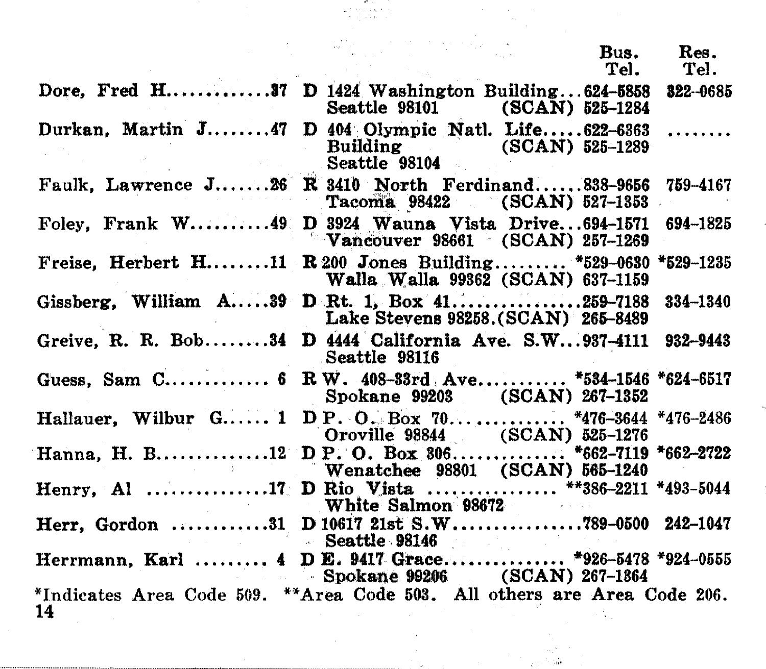| Name | District | Party | Address | Bus. Tel. | Res. Tel. |
|---|---|---|---|---|---|
| Dore, Fred H. | 37 | D | 1424 Washington Building, Seattle 98101 | 624-5858 (SCAN) 525-1284 | 322-0685 |
| Durkan, Martin J. | 47 | D | 404 Olympic Natl. Life Building, Seattle 98104 | 622-6363 (SCAN) 525-1289 | ........ |
| Faulk, Lawrence J. | 26 | R | 3410 North Ferdinand, Tacoma 98422 | 838-9656 (SCAN) 527-1353 | 759-4167 |
| Foley, Frank W. | 49 | D | 3924 Wauna Vista Drive, Vancouver 98661 | 694-1571 (SCAN) 257-1269 | 694-1825 |
| Freise, Herbert H. | 11 | R | 200 Jones Building, Walla Walla 99362 | *529-0630 (SCAN) 637-1159 | *529-1235 |
| Gissberg, William A. | 39 | D | Rt. 1, Box 41, Lake Stevens 98258. | 259-7188 (SCAN) 265-8489 | 334-1340 |
| Greive, R. R. Bob | 34 | D | 4444 California Ave. S.W., Seattle 98116 | 937-4111 | 932-9443 |
| Guess, Sam C. | 6 | R | W. 408-33rd Ave., Spokane 99203 | *534-1546 (SCAN) 267-1352 | *624-6517 |
| Hallauer, Wilbur G. | 1 | D | P. O. Box 70, Oroville 98844 | *476-3644 (SCAN) 525-1276 | *476-2486 |
| Hanna, H. B. | 12 | D | P. O. Box 306, Wenatchee 98801 | *662-7119 (SCAN) 565-1240 | *662-2722 |
| Henry, Al | 17 | D | Rio Vista, White Salmon 98672 | **386-2211 | *493-5044 |
| Herr, Gordon | 31 | D | 10617 21st S.W., Seattle 98146 | 789-0500 | 242-1047 |
| Herrmann, Karl | 4 | D | E. 9417 Grace, Spokane 99206 | *926-5478 (SCAN) 267-1864 | *924-0555 |

*Indicates Area Code 509. **Area Code 503. All others are Area Code 206.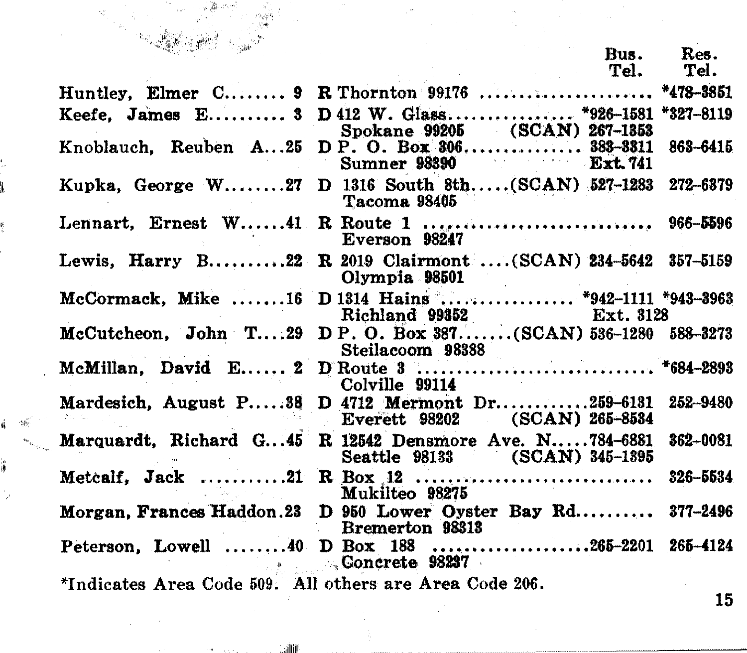| Name | District | Party | Address | Bus. Tel. | Res. Tel. |
|---|---|---|---|---|---|
| Huntley, Elmer C. | 9 | R | Thornton 99176 | | *478-3851 |
| Keefe, James E. | 3 | D | 412 W. Glass, Spokane 99205 | *926-1581 (SCAN) 267-1353 | *327-8119 |
| Knoblauch, Reuben A. | 25 | D | P. O. Box 306, Sumner 98390 | 383-3311 Ext. 741 | 863-6415 |
| Kupka, George W. | 27 | D | 1316 South 8th, Tacoma 98405 | (SCAN) 527-1283 | 272-6379 |
| Lennart, Ernest W. | 41 | R | Route 1, Everson 98247 | | 966-5596 |
| Lewis, Harry B. | 22 | R | 2019 Clairmont, Olympia 98501 | (SCAN) 234-5642 | 357-5159 |
| McCormack, Mike | 16 | D | 1314 Hains, Richland 99352 | *942-1111 Ext. 3128 | *943-3963 |
| McCutcheon, John T. | 29 | D | P. O. Box 387, Steilacoom 98388 | (SCAN) 536-1280 | 588-3273 |
| McMillan, David E. | 2 | D | Route 3, Colville 99114 | | *684-2893 |
| Mardesich, August P. | 38 | D | 4712 Mermont Dr., Everett 98202 | 259-6131 (SCAN) 265-8534 | 252-9480 |
| Marquardt, Richard G. | 45 | R | 12542 Densmore Ave. N., Seattle 98133 | 784-6881 (SCAN) 345-1395 | 362-0081 |
| Metcalf, Jack | 21 | R | Box 12, Mukilteo 98275 | | 326-5534 |
| Morgan, Frances Haddon | 23 | D | 950 Lower Oyster Bay Rd., Bremerton 98313 | | 377-2496 |
| Peterson, Lowell | 40 | D | Box 188, Concrete 98237 | 265-2201 | 265-4124 |

*Indicates Area Code 509. All others are Area Code 206.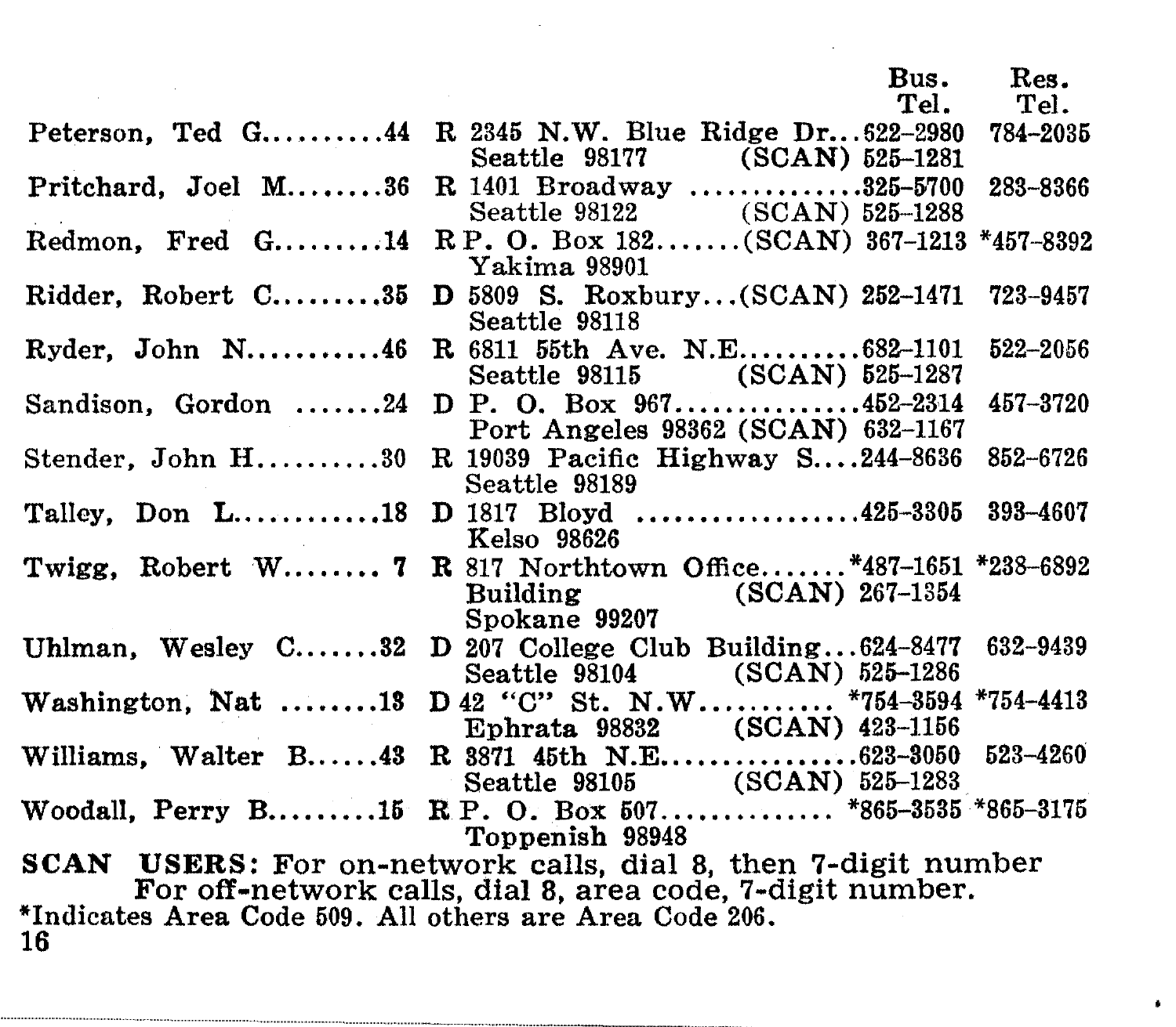| Name | District | Party | Address | Bus. Tel. | Res. Tel. |
|---|---|---|---|---|---|
| Peterson, Ted G. | 44 | R | 2345 N.W. Blue Ridge Dr., Seattle 98177 | 622-2980 (SCAN) 525-1281 | 784-2035 |
| Pritchard, Joel M. | 36 | R | 1401 Broadway, Seattle 98122 | 325-5700 (SCAN) 525-1288 | 283-8366 |
| Redmon, Fred G. | 14 | R | P. O. Box 182, Yakima 98901 | (SCAN) 367-1213 | *457-8392 |
| Ridder, Robert C. | 35 | D | 5809 S. Roxbury, Seattle 98118 | (SCAN) 252-1471 | 723-9457 |
| Ryder, John N. | 46 | R | 6811 55th Ave. N.E., Seattle 98115 | 682-1101 (SCAN) 525-1287 | 522-2056 |
| Sandison, Gordon | 24 | D | P. O. Box 967, Port Angeles 98362 | 452-2314 (SCAN) 632-1167 | 457-3720 |
| Stender, John H. | 30 | R | 19039 Pacific Highway S., Seattle 98189 | 244-8636 | 852-6726 |
| Talley, Don L. | 18 | D | 1817 Bloyd, Kelso 98626 | 425-3305 | 393-4607 |
| Twigg, Robert W. | 7 | R | 817 Northtown Office Building, Spokane 99207 | *487-1651 (SCAN) 267-1354 | *238-6892 |
| Uhlman, Wesley C. | 32 | D | 207 College Club Building, Seattle 98104 | 624-8477 (SCAN) 525-1286 | 632-9439 |
| Washington, Nat | 13 | D | 42 "C" St. N.W., Ephrata 98832 | *754-3594 (SCAN) 423-1156 | *754-4413 |
| Williams, Walter B. | 43 | R | 3871 45th N.E., Seattle 98105 | 623-3050 (SCAN) 525-1283 | 523-4260 |
| Woodall, Perry B. | 15 | R | P. O. Box 507, Toppenish 98948 | *865-3535 | *865-3175 |

**SCAN USERS:** For on-network calls, dial 8, then 7-digit number
For off-network calls, dial 8, area code, 7-digit number.

*Indicates Area Code 509. All others are Area Code 206.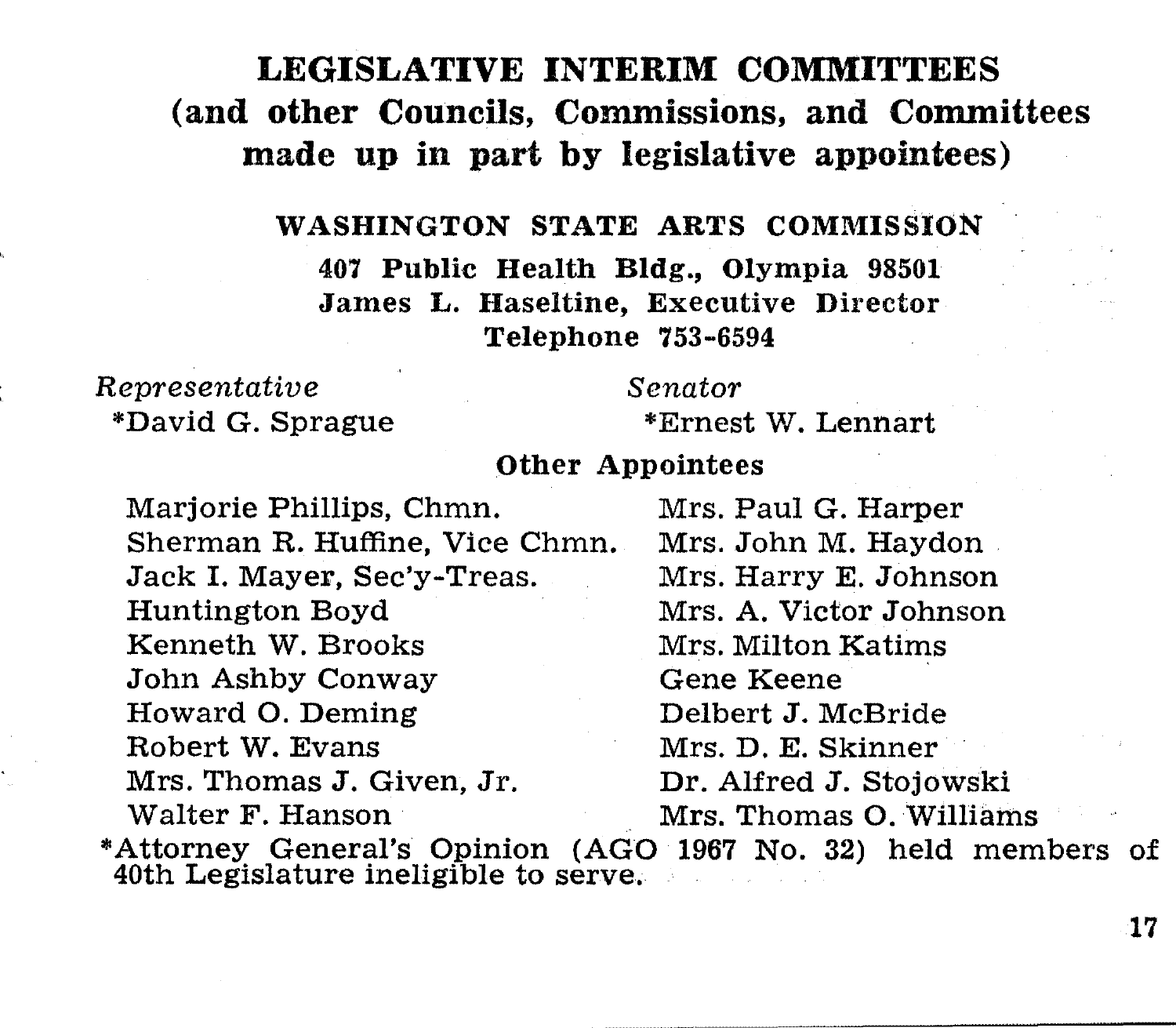# LEGISLATIVE INTERIM COMMITTEES
## (and other Councils, Commissions, and Committees made up in part by legislative appointees)

### WASHINGTON STATE ARTS COMMISSION

**407 Public Health Bldg., Olympia 98501**
**James L. Haseltine, Executive Director**
**Telephone 753-6594**

*Representative*
*David G. Sprague

*Senator*
*Ernest W. Lennart

**Other Appointees**

Marjorie Phillips, Chmn.
Sherman R. Huffine, Vice Chmn.
Jack I. Mayer, Sec'y-Treas.
Huntington Boyd
Kenneth W. Brooks
John Ashby Conway
Howard O. Deming
Robert W. Evans
Mrs. Thomas J. Given, Jr.
Walter F. Hanson
Mrs. Paul G. Harper
Mrs. John M. Haydon
Mrs. Harry E. Johnson
Mrs. A. Victor Johnson
Mrs. Milton Katims
Gene Keene
Delbert J. McBride
Mrs. D. E. Skinner
Dr. Alfred J. Stojowski
Mrs. Thomas O. Williams

*Attorney General's Opinion (AGO 1967 No. 32) held members of 40th Legislature ineligible to serve.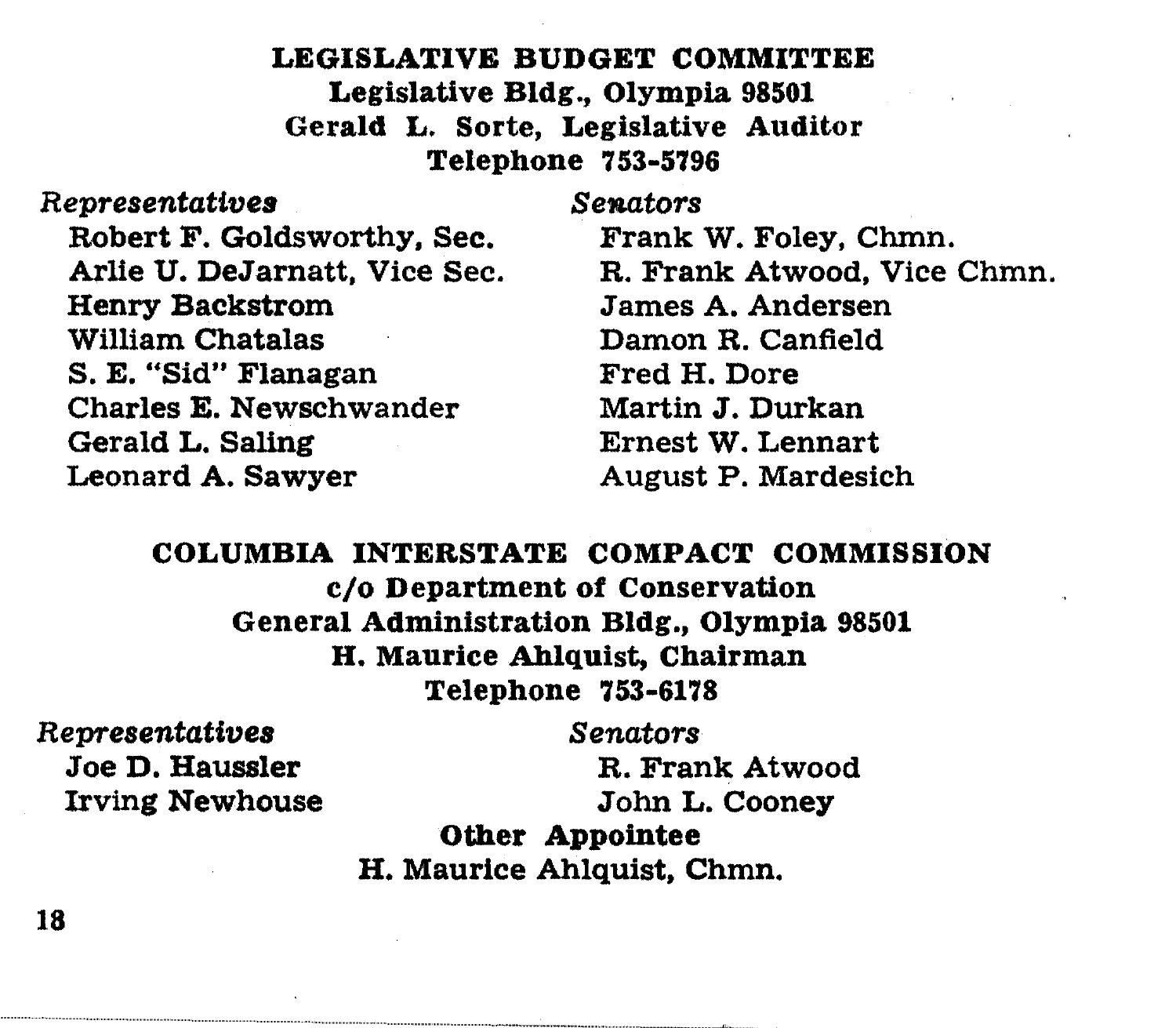## LEGISLATIVE BUDGET COMMITTEE

**Legislative Bldg., Olympia 98501**
**Gerald L. Sorte, Legislative Auditor**
**Telephone 753-5796**

| *Representatives* | *Senators* |
|---|---|
| Robert F. Goldsworthy, Sec. | Frank W. Foley, Chmn. |
| Arlie U. DeJarnatt, Vice Sec. | R. Frank Atwood, Vice Chmn. |
| Henry Backstrom | James A. Andersen |
| William Chatalas | Damon R. Canfield |
| S. E. "Sid" Flanagan | Fred H. Dore |
| Charles E. Newschwander | Martin J. Durkan |
| Gerald L. Saling | Ernest W. Lennart |
| Leonard A. Sawyer | August P. Mardesich |

## COLUMBIA INTERSTATE COMPACT COMMISSION

**c/o Department of Conservation**
**General Administration Bldg., Olympia 98501**
**H. Maurice Ahlquist, Chairman**
**Telephone 753-6178**

| *Representatives* | *Senators* |
|---|---|
| Joe D. Haussler | R. Frank Atwood |
| Irving Newhouse | John L. Cooney |

**Other Appointee**

H. Maurice Ahlquist, Chmn.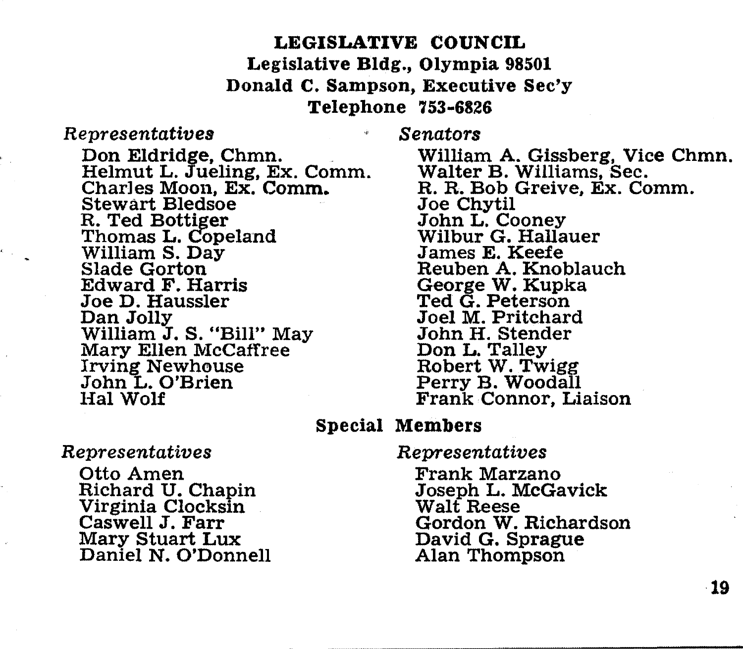## LEGISLATIVE COUNCIL

**Legislative Bldg., Olympia 98501**
**Donald C. Sampson, Executive Sec'y**
**Telephone 753-6826**

*Representatives*

Don Eldridge, Chmn.
Helmut L. Jueling, Ex. Comm.
Charles Moon, Ex. Comm.
Stewart Bledsoe
R. Ted Bottiger
Thomas L. Copeland
William S. Day
Slade Gorton
Edward F. Harris
Joe D. Haussler
Dan Jolly
William J. S. "Bill" May
Mary Ellen McCaffree
Irving Newhouse
John L. O'Brien
Hal Wolf

*Senators*

William A. Gissberg, Vice Chmn.
Walter B. Williams, Sec.
R. R. Bob Greive, Ex. Comm.
Joe Chytil
John L. Cooney
Wilbur G. Hallauer
James E. Keefe
Reuben A. Knoblauch
George W. Kupka
Ted G. Peterson
Joel M. Pritchard
John H. Stender
Don L. Talley
Robert W. Twigg
Perry B. Woodall
Frank Connor, Liaison

### Special Members

*Representatives*

Otto Amen
Richard U. Chapin
Virginia Clocksin
Caswell J. Farr
Mary Stuart Lux
Daniel N. O'Donnell

*Representatives*

Frank Marzano
Joseph L. McGavick
Walt Reese
Gordon W. Richardson
David G. Sprague
Alan Thompson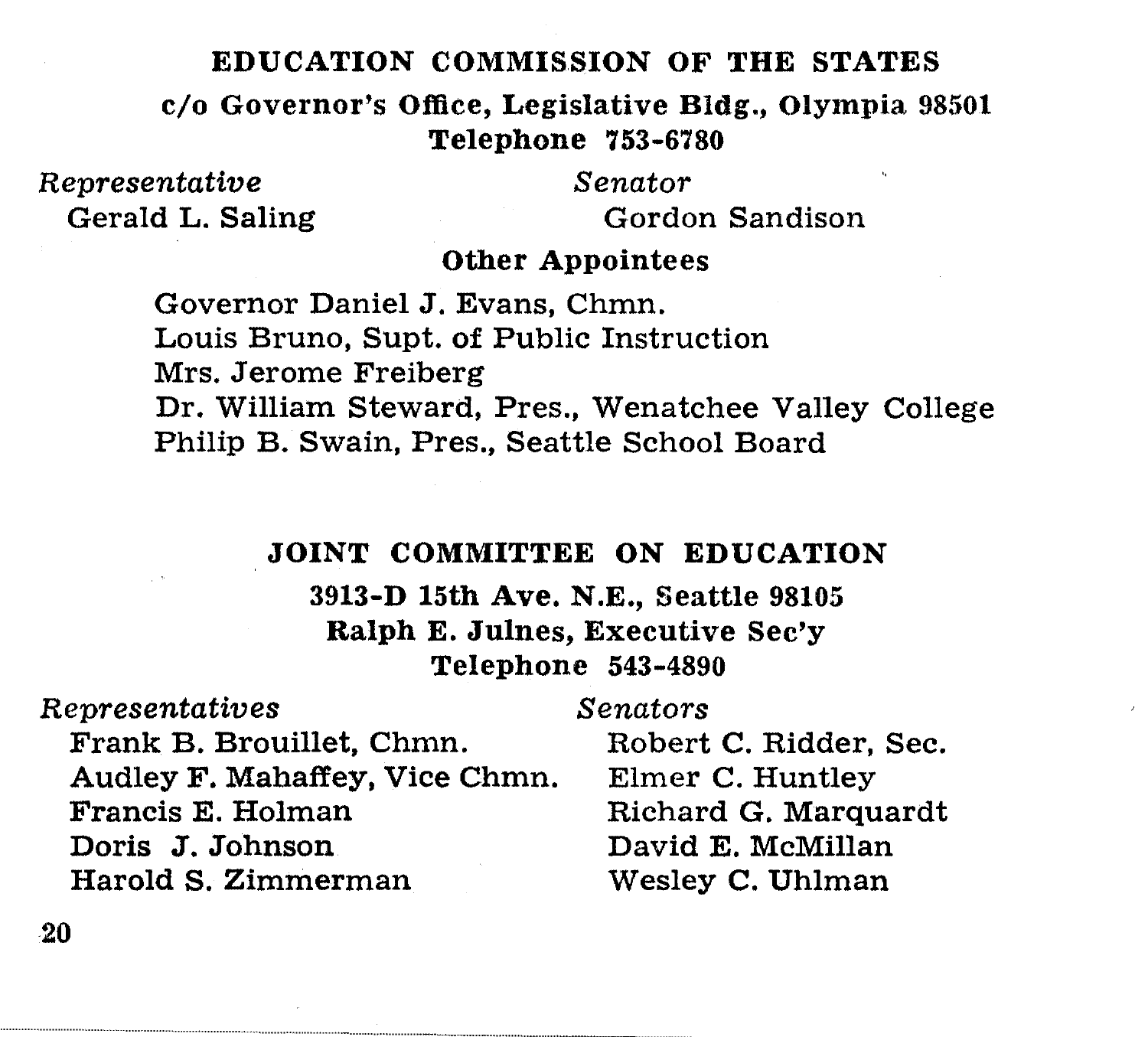## EDUCATION COMMISSION OF THE STATES

**c/o Governor's Office, Legislative Bldg., Olympia 98501**
**Telephone 753-6780**

*Representative*
Gerald L. Saling

*Senator*
Gordon Sandison

**Other Appointees**

Governor Daniel J. Evans, Chmn.
Louis Bruno, Supt. of Public Instruction
Mrs. Jerome Freiberg
Dr. William Steward, Pres., Wenatchee Valley College
Philip B. Swain, Pres., Seattle School Board

## JOINT COMMITTEE ON EDUCATION

**3913-D 15th Ave. N.E., Seattle 98105**
**Ralph E. Julnes, Executive Sec'y**
**Telephone 543-4890**

*Representatives*
Frank B. Brouillet, Chmn.
Audley F. Mahaffey, Vice Chmn.
Francis E. Holman
Doris J. Johnson
Harold S. Zimmerman

*Senators*
Robert C. Ridder, Sec.
Elmer C. Huntley
Richard G. Marquardt
David E. McMillan
Wesley C. Uhlman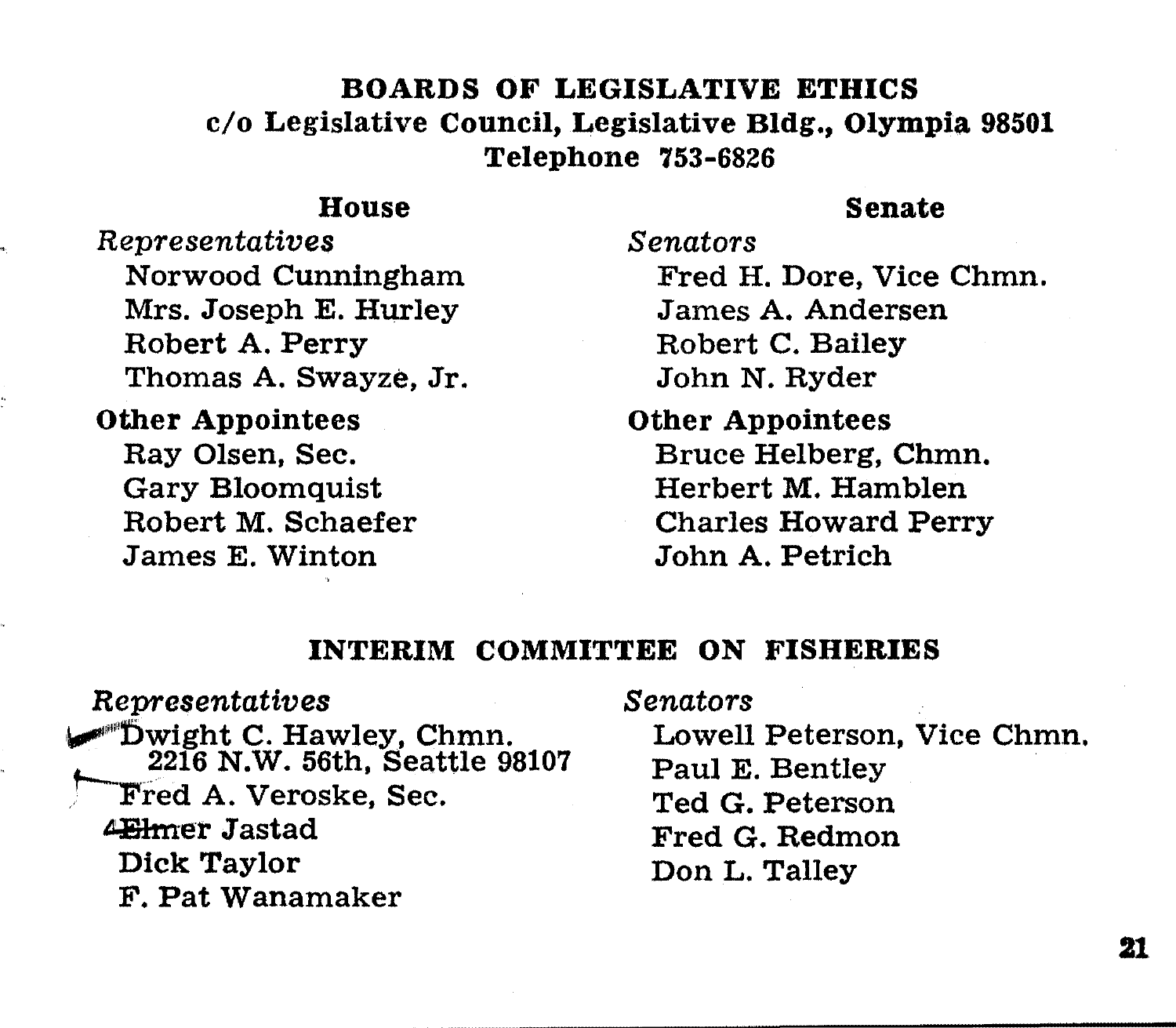## BOARDS OF LEGISLATIVE ETHICS

**c/o Legislative Council, Legislative Bldg., Olympia 98501**
**Telephone 753-6826**

### House

*Representatives*

- Norwood Cunningham
- Mrs. Joseph E. Hurley
- Robert A. Perry
- Thomas A. Swayze, Jr.

**Other Appointees**

- Ray Olsen, Sec.
- Gary Bloomquist
- Robert M. Schaefer
- James E. Winton

### Senate

*Senators*

- Fred H. Dore, Vice Chmn.
- James A. Andersen
- Robert C. Bailey
- John N. Ryder

**Other Appointees**

- Bruce Helberg, Chmn.
- Herbert M. Hamblen
- Charles Howard Perry
- John A. Petrich

## INTERIM COMMITTEE ON FISHERIES

*Representatives*

- Dwight C. Hawley, Chmn.
  2216 N.W. 56th, Seattle 98107
- Fred A. Veroske, Sec.
- Elmer Jastad
- Dick Taylor
- F. Pat Wanamaker

*Senators*

- Lowell Peterson, Vice Chmn.
- Paul E. Bentley
- Ted G. Peterson
- Fred G. Redmon
- Don L. Talley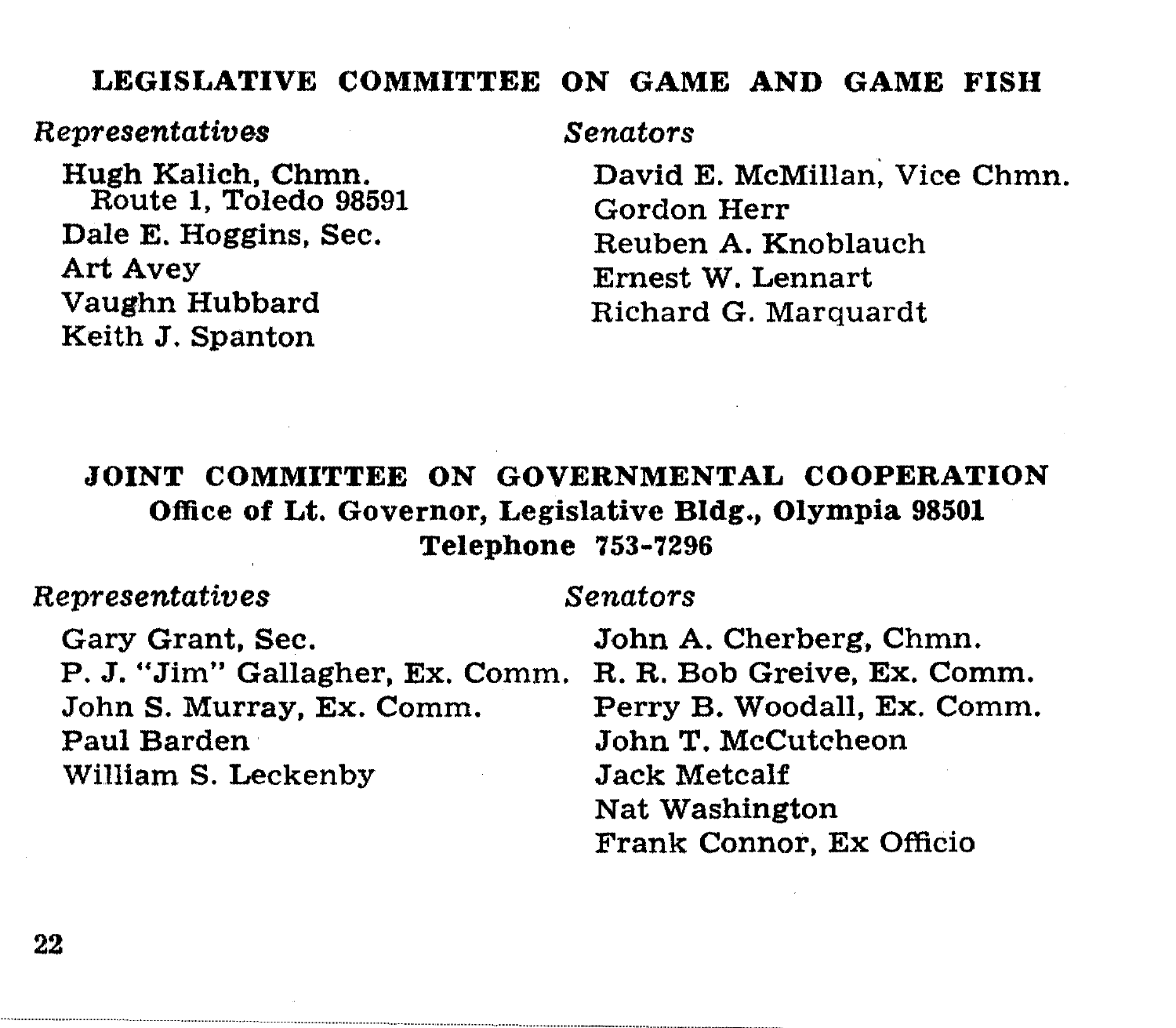## LEGISLATIVE COMMITTEE ON GAME AND GAME FISH

*Representatives*

Hugh Kalich, Chmn.
Route 1, Toledo 98591
Dale E. Hoggins, Sec.
Art Avey
Vaughn Hubbard
Keith J. Spanton

*Senators*

David E. McMillan, Vice Chmn.
Gordon Herr
Reuben A. Knoblauch
Ernest W. Lennart
Richard G. Marquardt

## JOINT COMMITTEE ON GOVERNMENTAL COOPERATION

**Office of Lt. Governor, Legislative Bldg., Olympia 98501**
**Telephone 753-7296**

*Representatives*

Gary Grant, Sec.
P. J. "Jim" Gallagher, Ex. Comm.
John S. Murray, Ex. Comm.
Paul Barden
William S. Leckenby

*Senators*

John A. Cherberg, Chmn.
R. R. Bob Greive, Ex. Comm.
Perry B. Woodall, Ex. Comm.
John T. McCutcheon
Jack Metcalf
Nat Washington
Frank Connor, Ex Officio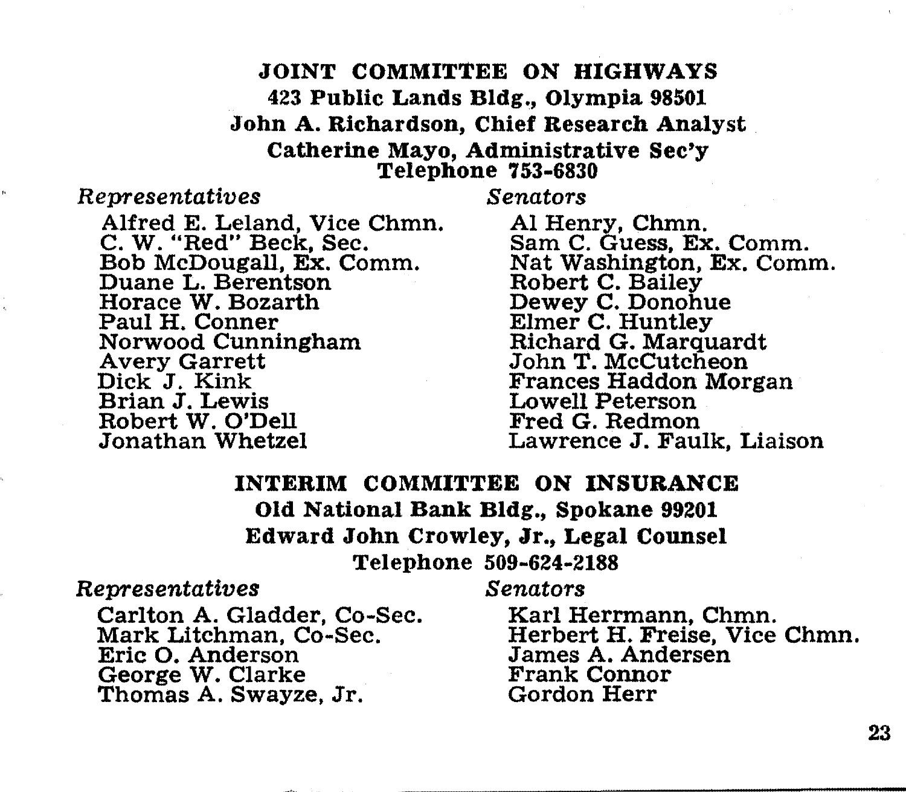## JOINT COMMITTEE ON HIGHWAYS

**423 Public Lands Bldg., Olympia 98501**
**John A. Richardson, Chief Research Analyst**
**Catherine Mayo, Administrative Sec'y**
**Telephone 753-6830**

*Representatives*

Alfred E. Leland, Vice Chmn.
C. W. "Red" Beck, Sec.
Bob McDougall, Ex. Comm.
Duane L. Berentson
Horace W. Bozarth
Paul H. Conner
Norwood Cunningham
Avery Garrett
Dick J. Kink
Brian J. Lewis
Robert W. O'Dell
Jonathan Whetzel

*Senators*

Al Henry, Chmn.
Sam C. Guess, Ex. Comm.
Nat Washington, Ex. Comm.
Robert C. Bailey
Dewey C. Donohue
Elmer C. Huntley
Richard G. Marquardt
John T. McCutcheon
Frances Haddon Morgan
Lowell Peterson
Fred G. Redmon
Lawrence J. Faulk, Liaison

## INTERIM COMMITTEE ON INSURANCE

**Old National Bank Bldg., Spokane 99201**
**Edward John Crowley, Jr., Legal Counsel**
**Telephone 509-624-2188**

*Representatives*

Carlton A. Gladder, Co-Sec.
Mark Litchman, Co-Sec.
Eric O. Anderson
George W. Clarke
Thomas A. Swayze, Jr.

*Senators*

Karl Herrmann, Chmn.
Herbert H. Freise, Vice Chmn.
James A. Andersen
Frank Connor
Gordon Herr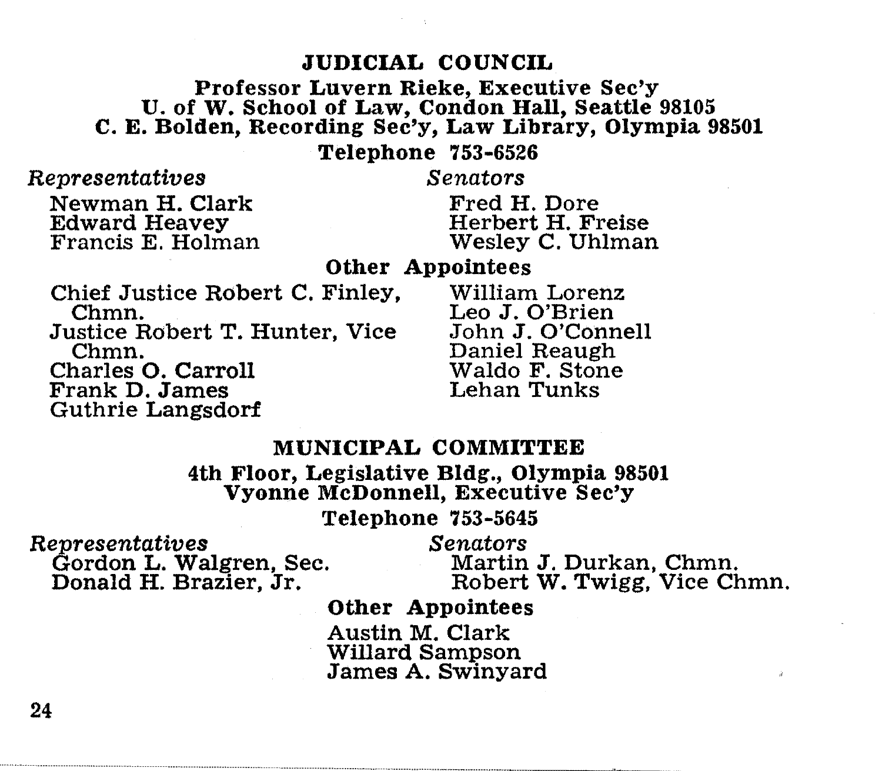## JUDICIAL COUNCIL

**Professor Luvern Rieke, Executive Sec'y**
**U. of W. School of Law, Condon Hall, Seattle 98105**
**C. E. Bolden, Recording Sec'y, Law Library, Olympia 98501**

**Telephone 753-6526**

*Representatives*

Newman H. Clark
Edward Heavey
Francis E. Holman

*Senators*

Fred H. Dore
Herbert H. Freise
Wesley C. Uhlman

**Other Appointees**

Chief Justice Robert C. Finley, Chmn.
Justice Robert T. Hunter, Vice Chmn.
Charles O. Carroll
Frank D. James
Guthrie Langsdorf
William Lorenz
Leo J. O'Brien
John J. O'Connell
Daniel Reaugh
Waldo F. Stone
Lehan Tunks

## MUNICIPAL COMMITTEE

**4th Floor, Legislative Bldg., Olympia 98501**
**Vyonne McDonnell, Executive Sec'y**

**Telephone 753-5645**

*Representatives*

Gordon L. Walgren, Sec.
Donald H. Brazier, Jr.

*Senators*

Martin J. Durkan, Chmn.
Robert W. Twigg, Vice Chmn.

**Other Appointees**

Austin M. Clark
Willard Sampson
James A. Swinyard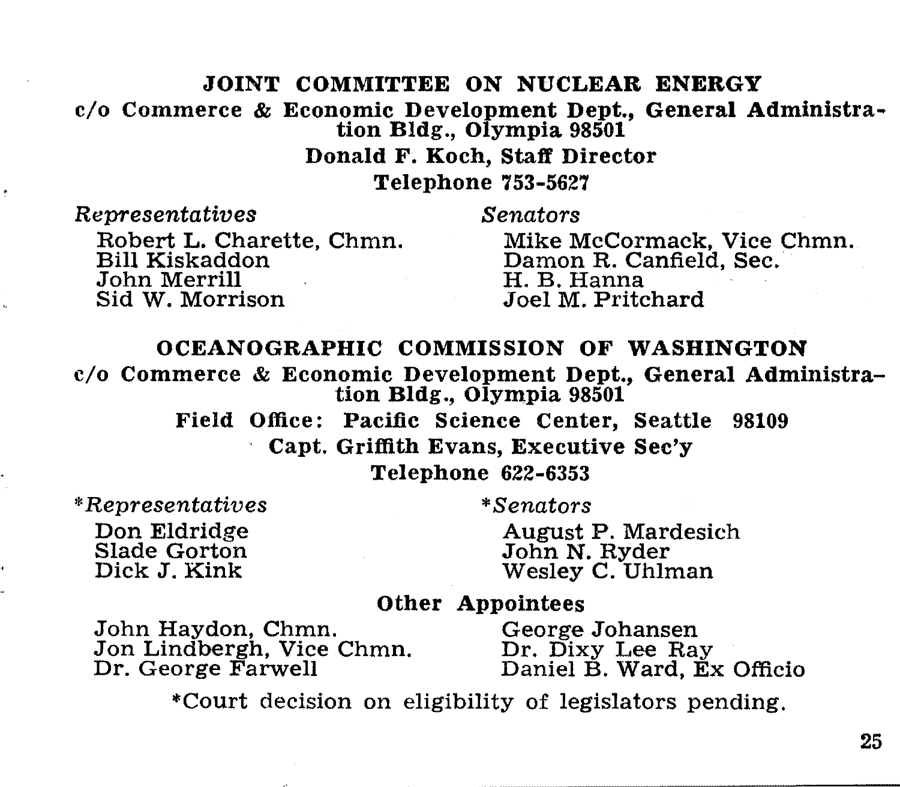## JOINT COMMITTEE ON NUCLEAR ENERGY

**c/o Commerce & Economic Development Dept., General Administration Bldg., Olympia 98501**

**Donald F. Koch, Staff Director**

**Telephone 753-5627**

*Representatives*

- Robert L. Charette, Chmn.
- Bill Kiskaddon
- John Merrill
- Sid W. Morrison

*Senators*

- Mike McCormack, Vice Chmn.
- Damon R. Canfield, Sec.
- H. B. Hanna
- Joel M. Pritchard

## OCEANOGRAPHIC COMMISSION OF WASHINGTON

**c/o Commerce & Economic Development Dept., General Administration Bldg., Olympia 98501**

**Field Office: Pacific Science Center, Seattle 98109**

**Capt. Griffith Evans, Executive Sec'y**

**Telephone 622-6353**

**Representatives*

- Don Eldridge
- Slade Gorton
- Dick J. Kink

**Senators*

- August P. Mardesich
- John N. Ryder
- Wesley C. Uhlman

**Other Appointees**

- John Haydon, Chmn.
- Jon Lindbergh, Vice Chmn.
- Dr. George Farwell
- George Johansen
- Dr. Dixy Lee Ray
- Daniel B. Ward, Ex Officio

*Court decision on eligibility of legislators pending.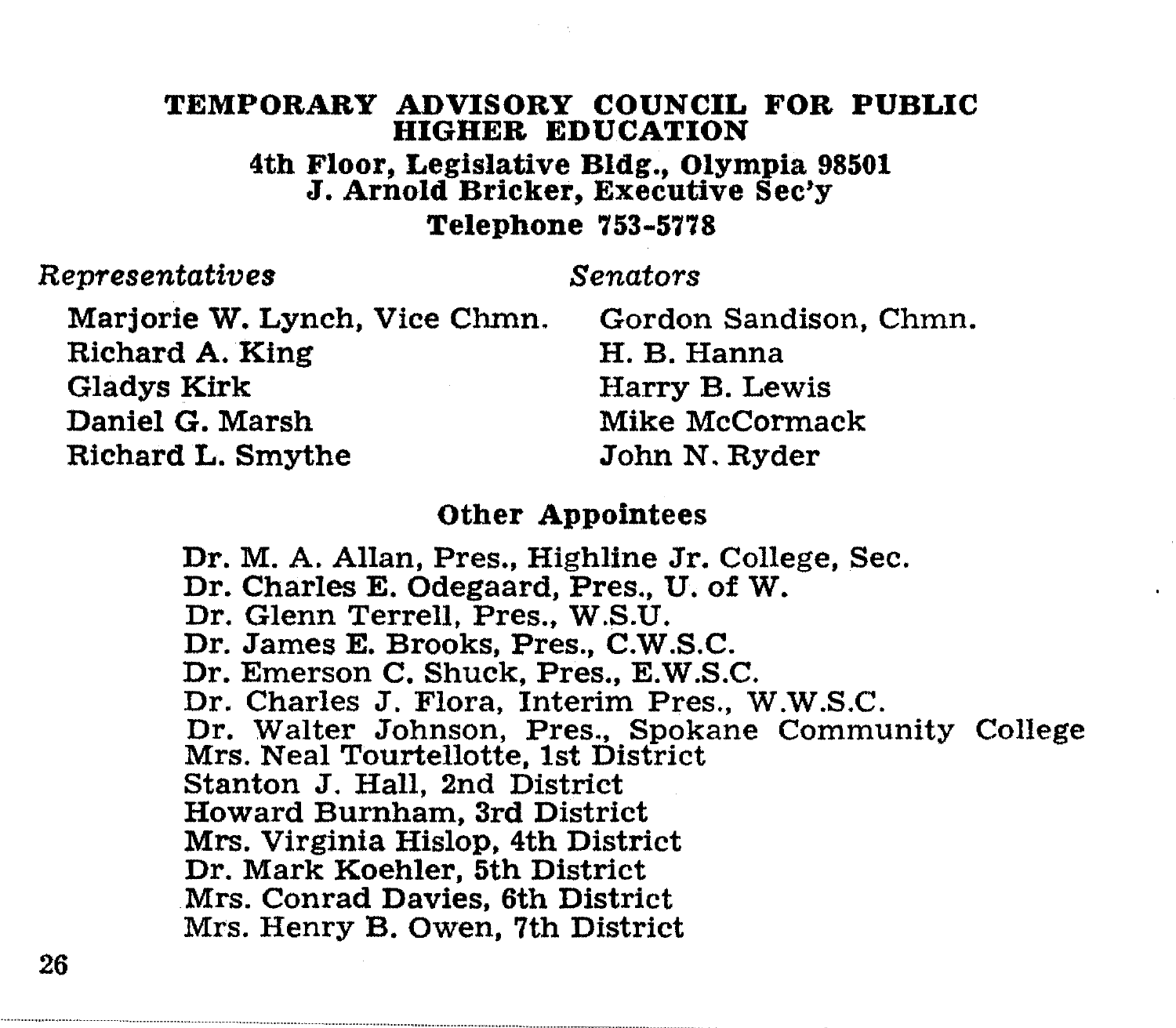## TEMPORARY ADVISORY COUNCIL FOR PUBLIC HIGHER EDUCATION

**4th Floor, Legislative Bldg., Olympia 98501**
**J. Arnold Bricker, Executive Sec'y**
**Telephone 753-5778**

*Representatives*

Marjorie W. Lynch, Vice Chmn.
Richard A. King
Gladys Kirk
Daniel G. Marsh
Richard L. Smythe

*Senators*

Gordon Sandison, Chmn.
H. B. Hanna
Harry B. Lewis
Mike McCormack
John N. Ryder

### Other Appointees

Dr. M. A. Allan, Pres., Highline Jr. College, Sec.
Dr. Charles E. Odegaard, Pres., U. of W.
Dr. Glenn Terrell, Pres., W.S.U.
Dr. James E. Brooks, Pres., C.W.S.C.
Dr. Emerson C. Shuck, Pres., E.W.S.C.
Dr. Charles J. Flora, Interim Pres., W.W.S.C.
Dr. Walter Johnson, Pres., Spokane Community College
Mrs. Neal Tourtellotte, 1st District
Stanton J. Hall, 2nd District
Howard Burnham, 3rd District
Mrs. Virginia Hislop, 4th District
Dr. Mark Koehler, 5th District
Mrs. Conrad Davies, 6th District
Mrs. Henry B. Owen, 7th District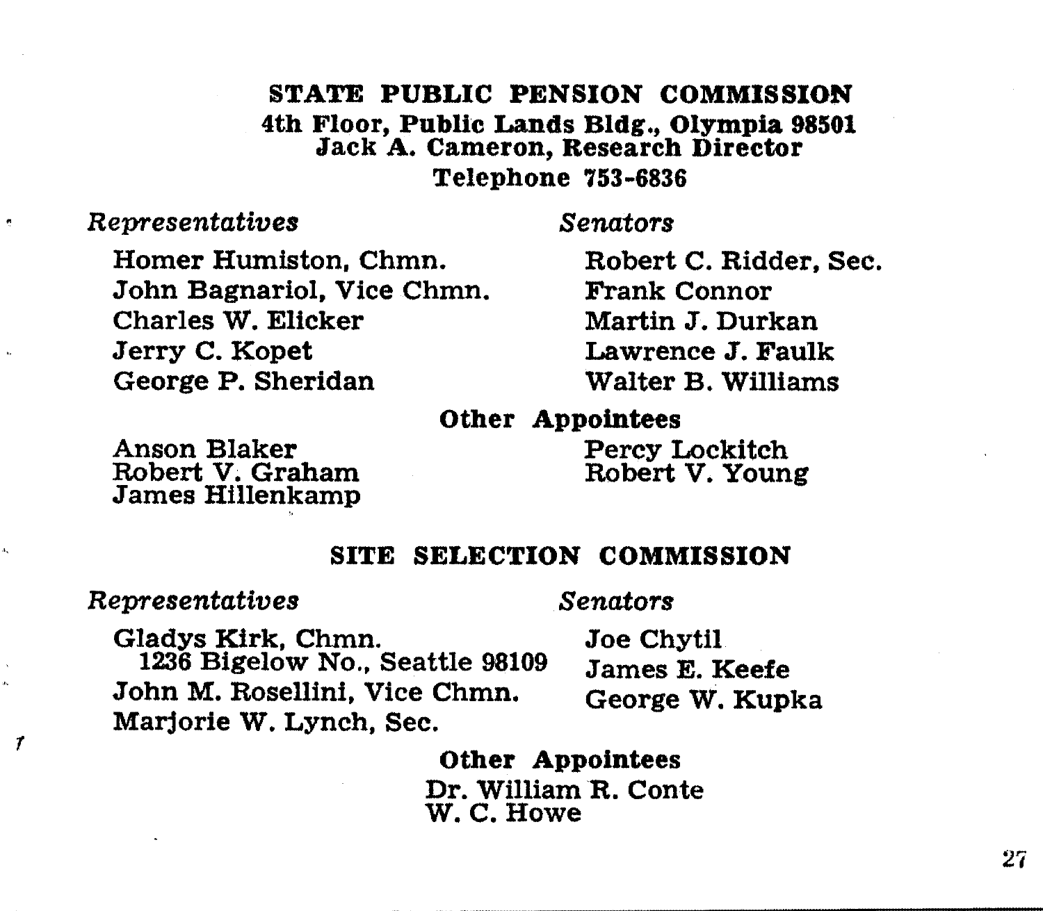## STATE PUBLIC PENSION COMMISSION

**4th Floor, Public Lands Bldg., Olympia 98501**
**Jack A. Cameron, Research Director**
**Telephone 753-6836**

*Representatives*

Homer Humiston, Chmn.
John Bagnariol, Vice Chmn.
Charles W. Elicker
Jerry C. Kopet
George P. Sheridan

*Senators*

Robert C. Ridder, Sec.
Frank Connor
Martin J. Durkan
Lawrence J. Faulk
Walter B. Williams

**Other Appointees**

Anson Blaker
Robert V. Graham
James Hillenkamp
Percy Lockitch
Robert V. Young

## SITE SELECTION COMMISSION

*Representatives*

Gladys Kirk, Chmn.
1236 Bigelow No., Seattle 98109
John M. Rosellini, Vice Chmn.
Marjorie W. Lynch, Sec.

*Senators*

Joe Chytil
James E. Keefe
George W. Kupka

**Other Appointees**

Dr. William R. Conte
W. C. Howe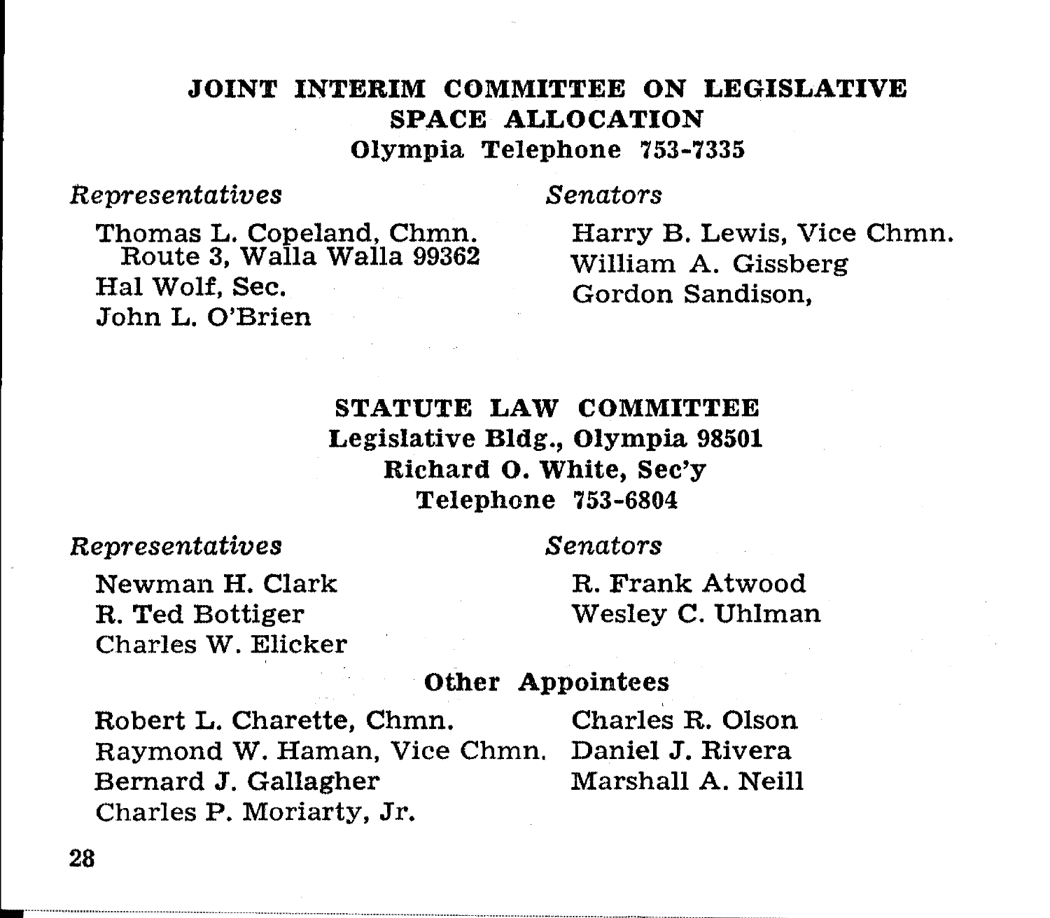## JOINT INTERIM COMMITTEE ON LEGISLATIVE SPACE ALLOCATION

**Olympia Telephone 753-7335**

*Representatives*

Thomas L. Copeland, Chmn.
Route 3, Walla Walla 99362
Hal Wolf, Sec.
John L. O'Brien

*Senators*

Harry B. Lewis, Vice Chmn.
William A. Gissberg
Gordon Sandison,

## STATUTE LAW COMMITTEE

**Legislative Bldg., Olympia 98501**
**Richard O. White, Sec'y**
**Telephone 753-6804**

*Representatives*

Newman H. Clark
R. Ted Bottiger
Charles W. Elicker

*Senators*

R. Frank Atwood
Wesley C. Uhlman

**Other Appointees**

Robert L. Charette, Chmn.
Raymond W. Haman, Vice Chmn.
Bernard J. Gallagher
Charles P. Moriarty, Jr.
Charles R. Olson
Daniel J. Rivera
Marshall A. Neill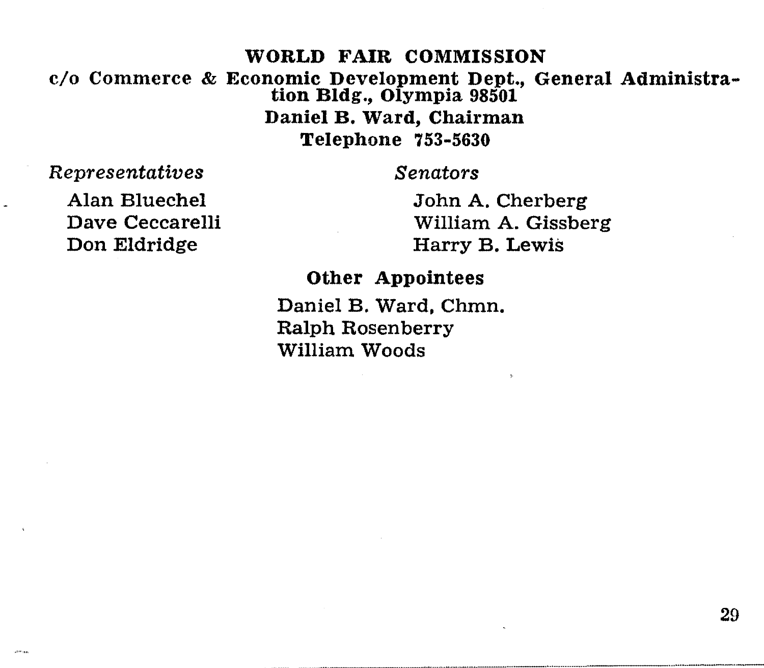## WORLD FAIR COMMISSION

**c/o Commerce & Economic Development Dept., General Administration Bldg., Olympia 98501**

**Daniel B. Ward, Chairman**

**Telephone 753-5630**

*Representatives*

Alan Bluechel
Dave Ceccarelli
Don Eldridge

*Senators*

John A. Cherberg
William A. Gissberg
Harry B. Lewis

### Other Appointees

Daniel B. Ward, Chmn.
Ralph Rosenberry
William Woods